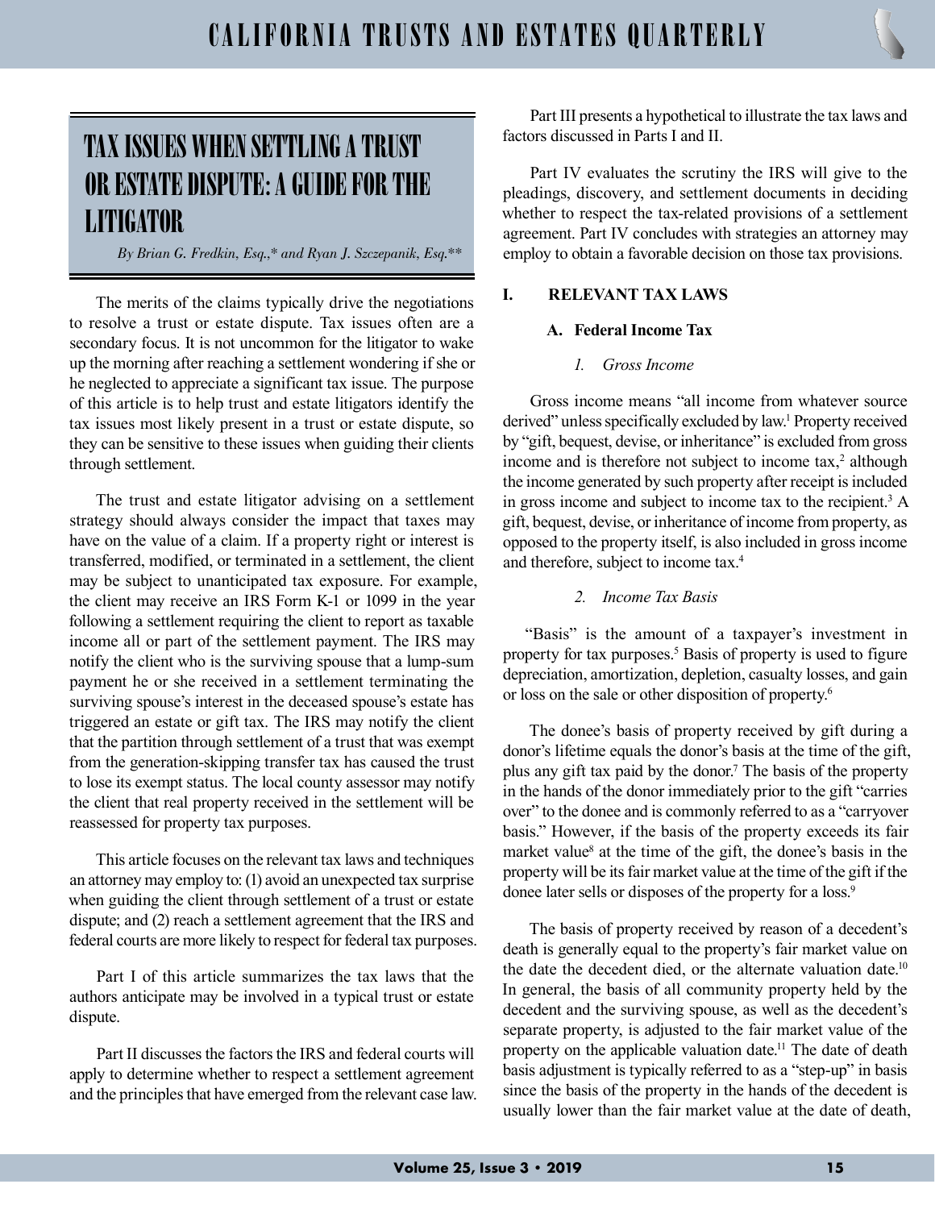# TAX ISSUES WHEN SETTLING A TRUST OR ESTATE DISPUTE: A GUIDE FOR THE LITIGATOR

*By Brian G. Fredkin, Esq.,* and Ryan J. Szczepanik, Esq.***

The merits of the claims typically drive the negotiations to resolve a trust or estate dispute. Tax issues often are a secondary focus. It is not uncommon for the litigator to wake up the morning after reaching a settlement wondering if she or he neglected to appreciate a significant tax issue. The purpose of this article is to help trust and estate litigators identify the tax issues most likely present in a trust or estate dispute, so they can be sensitive to these issues when guiding their clients through settlement.

The trust and estate litigator advising on a settlement strategy should always consider the impact that taxes may have on the value of a claim. If a property right or interest is transferred, modified, or terminated in a settlement, the client may be subject to unanticipated tax exposure. For example, the client may receive an IRS Form K-1 or 1099 in the year following a settlement requiring the client to report as taxable income all or part of the settlement payment. The IRS may notify the client who is the surviving spouse that a lump-sum payment he or she received in a settlement terminating the surviving spouse's interest in the deceased spouse's estate has triggered an estate or gift tax. The IRS may notify the client that the partition through settlement of a trust that was exempt from the generation-skipping transfer tax has caused the trust to lose its exempt status. The local county assessor may notify the client that real property received in the settlement will be reassessed for property tax purposes.

This article focuses on the relevant tax laws and techniques an attorney may employ to: (1) avoid an unexpected tax surprise when guiding the client through settlement of a trust or estate dispute; and (2) reach a settlement agreement that the IRS and federal courts are more likely to respect for federal tax purposes.

Part I of this article summarizes the tax laws that the authors anticipate may be involved in a typical trust or estate dispute.

Part II discusses the factors the IRS and federal courts will apply to determine whether to respect a settlement agreement and the principles that have emerged from the relevant case law.

Part III presents a hypothetical to illustrate the tax laws and factors discussed in Parts I and II.

Part IV evaluates the scrutiny the IRS will give to the pleadings, discovery, and settlement documents in deciding whether to respect the tax-related provisions of a settlement agreement. Part IV concludes with strategies an attorney may employ to obtain a favorable decision on those tax provisions.

## I. RELEVANT TAX LAWS

### A. Federal Income Tax

#### *1. Gross Income*

Gross income means "all income from whatever source derived" unless specifically excluded by law.[1] Property received by "gift, bequest, devise, or inheritance" is excluded from gross income and is therefore not subject to income tax,[2] although the income generated by such property after receipt is included in gross income and subject to income tax to the recipient.[3] A gift, bequest, devise, or inheritance of income from property, as opposed to the property itself, is also included in gross income and therefore, subject to income tax.[4]

#### *2. Income Tax Basis*

"Basis" is the amount of a taxpayer's investment in property for tax purposes.[5] Basis of property is used to figure depreciation, amortization, depletion, casualty losses, and gain or loss on the sale or other disposition of property.[6]

The donee's basis of property received by gift during a donor's lifetime equals the donor's basis at the time of the gift, plus any gift tax paid by the donor.[7] The basis of the property in the hands of the donor immediately prior to the gift "carries over" to the donee and is commonly referred to as a "carryover basis." However, if the basis of the property exceeds its fair market value[8] at the time of the gift, the donee's basis in the property will be its fair market value at the time of the gift if the donee later sells or disposes of the property for a loss.[9]

The basis of property received by reason of a decedent's death is generally equal to the property's fair market value on the date the decedent died, or the alternate valuation date.[10] In general, the basis of all community property held by the decedent and the surviving spouse, as well as the decedent's separate property, is adjusted to the fair market value of the property on the applicable valuation date.[11] The date of death basis adjustment is typically referred to as a "step-up" in basis since the basis of the property in the hands of the decedent is usually lower than the fair market value at the date of death,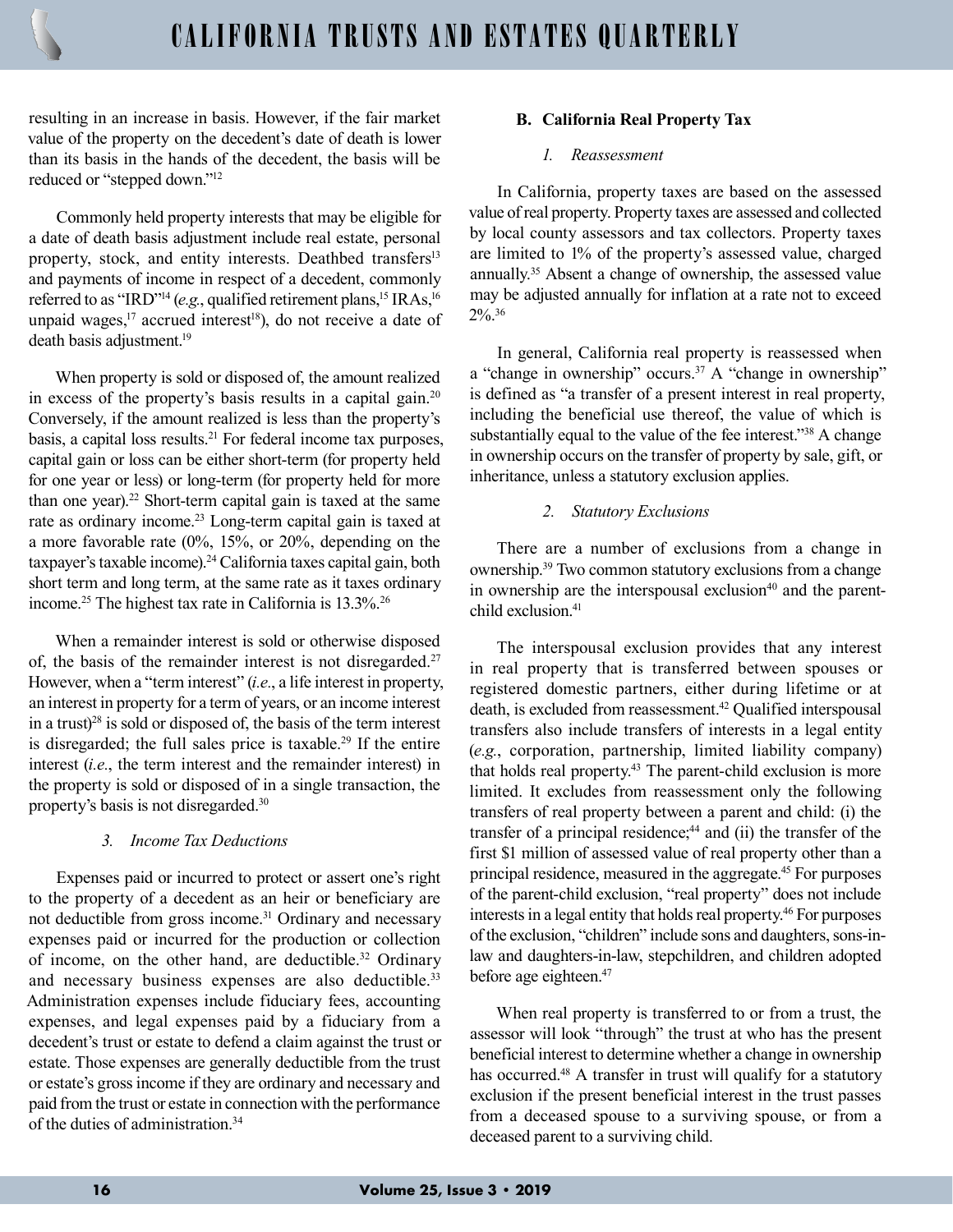resulting in an increase in basis. However, if the fair market value of the property on the decedent's date of death is lower than its basis in the hands of the decedent, the basis will be reduced or "stepped down."[12]

Commonly held property interests that may be eligible for a date of death basis adjustment include real estate, personal property, stock, and entity interests. Deathbed transfers[13] and payments of income in respect of a decedent, commonly referred to as "IRD"[14] (*e.g.*, qualified retirement plans,[15] IRAs,[16] unpaid wages,[17] accrued interest[18]), do not receive a date of death basis adjustment.[19]

When property is sold or disposed of, the amount realized in excess of the property's basis results in a capital gain.[20] Conversely, if the amount realized is less than the property's basis, a capital loss results.[21] For federal income tax purposes, capital gain or loss can be either short-term (for property held for one year or less) or long-term (for property held for more than one year).[22] Short-term capital gain is taxed at the same rate as ordinary income.[23] Long-term capital gain is taxed at a more favorable rate (0%, 15%, or 20%, depending on the taxpayer's taxable income).[24] California taxes capital gain, both short term and long term, at the same rate as it taxes ordinary income.[25] The highest tax rate in California is 13.3%.[26]

When a remainder interest is sold or otherwise disposed of, the basis of the remainder interest is not disregarded.[27] However, when a "term interest" (*i.e.*, a life interest in property, an interest in property for a term of years, or an income interest in a trust)[28] is sold or disposed of, the basis of the term interest is disregarded; the full sales price is taxable.[29] If the entire interest (*i.e.*, the term interest and the remainder interest) in the property is sold or disposed of in a single transaction, the property's basis is not disregarded.[30]

#### *3. Income Tax Deductions*

Expenses paid or incurred to protect or assert one's right to the property of a decedent as an heir or beneficiary are not deductible from gross income.[31] Ordinary and necessary expenses paid or incurred for the production or collection of income, on the other hand, are deductible.[32] Ordinary and necessary business expenses are also deductible.[33] Administration expenses include fiduciary fees, accounting expenses, and legal expenses paid by a fiduciary from a decedent's trust or estate to defend a claim against the trust or estate. Those expenses are generally deductible from the trust or estate's gross income if they are ordinary and necessary and paid from the trust or estate in connection with the performance of the duties of administration.[34]

### B. California Real Property Tax

#### *1. Reassessment*

In California, property taxes are based on the assessed value of real property. Property taxes are assessed and collected by local county assessors and tax collectors. Property taxes are limited to 1% of the property's assessed value, charged annually.[35] Absent a change of ownership, the assessed value may be adjusted annually for inflation at a rate not to exceed 2%.[36]

In general, California real property is reassessed when a "change in ownership" occurs.[37] A "change in ownership" is defined as "a transfer of a present interest in real property, including the beneficial use thereof, the value of which is substantially equal to the value of the fee interest."[38] A change in ownership occurs on the transfer of property by sale, gift, or inheritance, unless a statutory exclusion applies.

#### *2. Statutory Exclusions*

There are a number of exclusions from a change in ownership.[39] Two common statutory exclusions from a change in ownership are the interspousal exclusion[40] and the parent-child exclusion.[41]

The interspousal exclusion provides that any interest in real property that is transferred between spouses or registered domestic partners, either during lifetime or at death, is excluded from reassessment.[42] Qualified interspousal transfers also include transfers of interests in a legal entity (*e.g.*, corporation, partnership, limited liability company) that holds real property.[43] The parent-child exclusion is more limited. It excludes from reassessment only the following transfers of real property between a parent and child: (i) the transfer of a principal residence;[44] and (ii) the transfer of the first $1 million of assessed value of real property other than a principal residence, measured in the aggregate.[45] For purposes of the parent-child exclusion, "real property" does not include interests in a legal entity that holds real property.[46] For purposes of the exclusion, "children" include sons and daughters, sons-in-law and daughters-in-law, stepchildren, and children adopted before age eighteen.[47]

When real property is transferred to or from a trust, the assessor will look "through" the trust at who has the present beneficial interest to determine whether a change in ownership has occurred.[48] A transfer in trust will qualify for a statutory exclusion if the present beneficial interest in the trust passes from a deceased spouse to a surviving spouse, or from a deceased parent to a surviving child.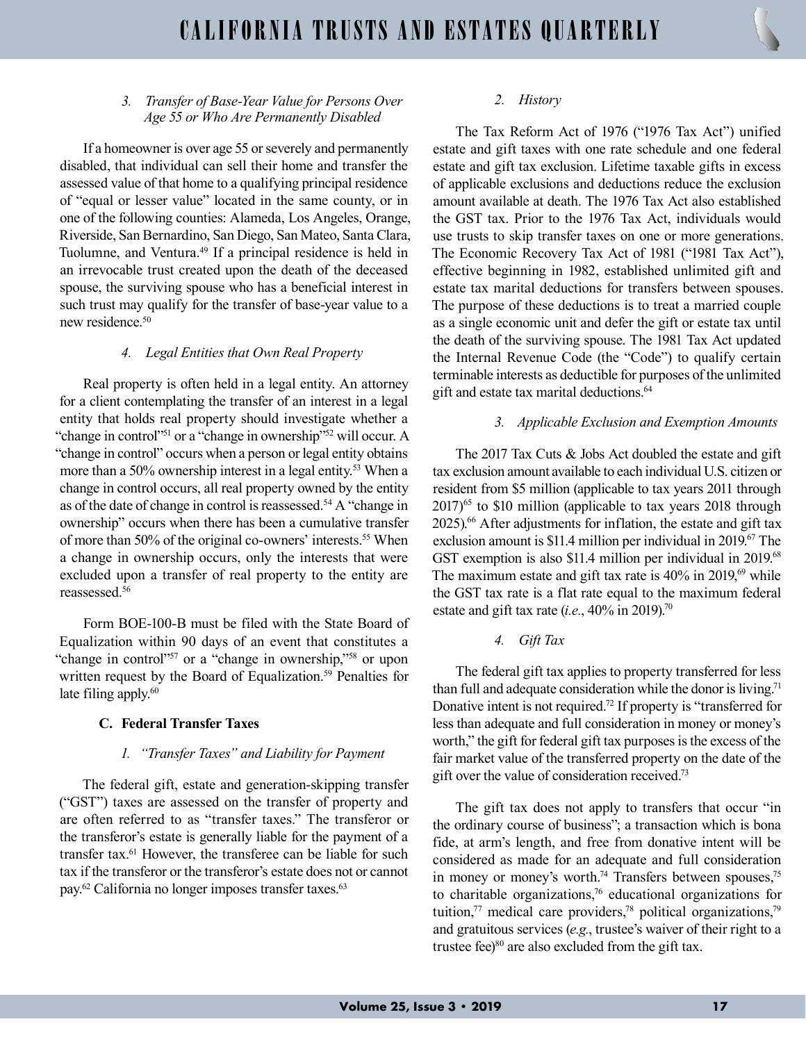#### *3. Transfer of Base-Year Value for Persons Over Age 55 or Who Are Permanently Disabled*

If a homeowner is over age 55 or severely and permanently disabled, that individual can sell their home and transfer the assessed value of that home to a qualifying principal residence of "equal or lesser value" located in the same county, or in one of the following counties: Alameda, Los Angeles, Orange, Riverside, San Bernardino, San Diego, San Mateo, Santa Clara, Tuolumne, and Ventura.[49] If a principal residence is held in an irrevocable trust created upon the death of the deceased spouse, the surviving spouse who has a beneficial interest in such trust may qualify for the transfer of base-year value to a new residence.[50]

#### *4. Legal Entities that Own Real Property*

Real property is often held in a legal entity. An attorney for a client contemplating the transfer of an interest in a legal entity that holds real property should investigate whether a "change in control"[51] or a "change in ownership"[52] will occur. A "change in control" occurs when a person or legal entity obtains more than a 50% ownership interest in a legal entity.[53] When a change in control occurs, all real property owned by the entity as of the date of change in control is reassessed.[54] A "change in ownership" occurs when there has been a cumulative transfer of more than 50% of the original co-owners' interests.[55] When a change in ownership occurs, only the interests that were excluded upon a transfer of real property to the entity are reassessed.[56]

Form BOE-100-B must be filed with the State Board of Equalization within 90 days of an event that constitutes a "change in control"[57] or a "change in ownership,"[58] or upon written request by the Board of Equalization.[59] Penalties for late filing apply.[60]

### C. Federal Transfer Taxes

#### *1. "Transfer Taxes" and Liability for Payment*

The federal gift, estate and generation-skipping transfer ("GST") taxes are assessed on the transfer of property and are often referred to as "transfer taxes." The transferor or the transferor's estate is generally liable for the payment of a transfer tax.[61] However, the transferee can be liable for such tax if the transferor or the transferor's estate does not or cannot pay.[62] California no longer imposes transfer taxes.[63]

#### *2. History*

The Tax Reform Act of 1976 ("1976 Tax Act") unified estate and gift taxes with one rate schedule and one federal estate and gift tax exclusion. Lifetime taxable gifts in excess of applicable exclusions and deductions reduce the exclusion amount available at death. The 1976 Tax Act also established the GST tax. Prior to the 1976 Tax Act, individuals would use trusts to skip transfer taxes on one or more generations. The Economic Recovery Tax Act of 1981 ("1981 Tax Act"), effective beginning in 1982, established unlimited gift and estate tax marital deductions for transfers between spouses. The purpose of these deductions is to treat a married couple as a single economic unit and defer the gift or estate tax until the death of the surviving spouse. The 1981 Tax Act updated the Internal Revenue Code (the "Code") to qualify certain terminable interests as deductible for purposes of the unlimited gift and estate tax marital deductions.[64]

#### *3. Applicable Exclusion and Exemption Amounts*

The 2017 Tax Cuts & Jobs Act doubled the estate and gift tax exclusion amount available to each individual U.S. citizen or resident from \$5 million (applicable to tax years 2011 through 2017)[65] to \$10 million (applicable to tax years 2018 through 2025).[66] After adjustments for inflation, the estate and gift tax exclusion amount is \$11.4 million per individual in 2019.[67] The GST exemption is also \$11.4 million per individual in 2019.[68] The maximum estate and gift tax rate is 40% in 2019,[69] while the GST tax rate is a flat rate equal to the maximum federal estate and gift tax rate (*i.e.*, 40% in 2019).[70]

#### *4. Gift Tax*

The federal gift tax applies to property transferred for less than full and adequate consideration while the donor is living.[71] Donative intent is not required.[72] If property is "transferred for less than adequate and full consideration in money or money's worth," the gift for federal gift tax purposes is the excess of the fair market value of the transferred property on the date of the gift over the value of consideration received.[73]

The gift tax does not apply to transfers that occur "in the ordinary course of business"; a transaction which is bona fide, at arm's length, and free from donative intent will be considered as made for an adequate and full consideration in money or money's worth.[74] Transfers between spouses,[75] to charitable organizations,[76] educational organizations for tuition,[77] medical care providers,[78] political organizations,[79] and gratuitous services (*e.g.*, trustee's waiver of their right to a trustee fee)[80] are also excluded from the gift tax.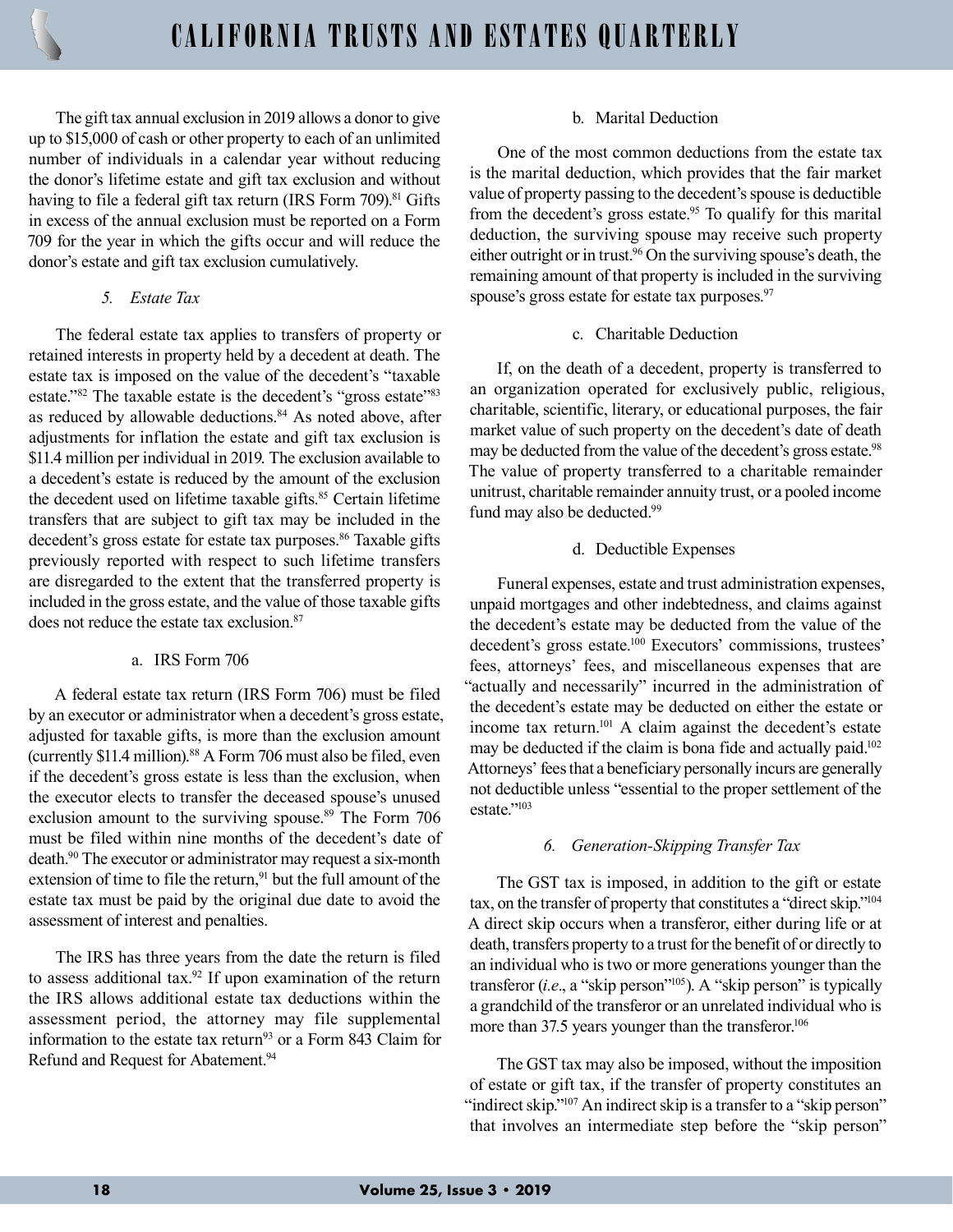The gift tax annual exclusion in 2019 allows a donor to give up to $15,000 of cash or other property to each of an unlimited number of individuals in a calendar year without reducing the donor's lifetime estate and gift tax exclusion and without having to file a federal gift tax return (IRS Form 709).[81] Gifts in excess of the annual exclusion must be reported on a Form 709 for the year in which the gifts occur and will reduce the donor's estate and gift tax exclusion cumulatively.

### *5. Estate Tax*

The federal estate tax applies to transfers of property or retained interests in property held by a decedent at death. The estate tax is imposed on the value of the decedent's "taxable estate."[82] The taxable estate is the decedent's "gross estate"[83] as reduced by allowable deductions.[84] As noted above, after adjustments for inflation the estate and gift tax exclusion is $11.4 million per individual in 2019. The exclusion available to a decedent's estate is reduced by the amount of the exclusion the decedent used on lifetime taxable gifts.[85] Certain lifetime transfers that are subject to gift tax may be included in the decedent's gross estate for estate tax purposes.[86] Taxable gifts previously reported with respect to such lifetime transfers are disregarded to the extent that the transferred property is included in the gross estate, and the value of those taxable gifts does not reduce the estate tax exclusion.[87]

#### a. IRS Form 706

A federal estate tax return (IRS Form 706) must be filed by an executor or administrator when a decedent's gross estate, adjusted for taxable gifts, is more than the exclusion amount (currently $11.4 million).[88] A Form 706 must also be filed, even if the decedent's gross estate is less than the exclusion, when the executor elects to transfer the deceased spouse's unused exclusion amount to the surviving spouse.[89] The Form 706 must be filed within nine months of the decedent's date of death.[90] The executor or administrator may request a six-month extension of time to file the return,[91] but the full amount of the estate tax must be paid by the original due date to avoid the assessment of interest and penalties.

The IRS has three years from the date the return is filed to assess additional tax.[92] If upon examination of the return the IRS allows additional estate tax deductions within the assessment period, the attorney may file supplemental information to the estate tax return[93] or a Form 843 Claim for Refund and Request for Abatement.[94]

#### b. Marital Deduction

One of the most common deductions from the estate tax is the marital deduction, which provides that the fair market value of property passing to the decedent's spouse is deductible from the decedent's gross estate.[95] To qualify for this marital deduction, the surviving spouse may receive such property either outright or in trust.[96] On the surviving spouse's death, the remaining amount of that property is included in the surviving spouse's gross estate for estate tax purposes.[97]

#### c. Charitable Deduction

If, on the death of a decedent, property is transferred to an organization operated for exclusively public, religious, charitable, scientific, literary, or educational purposes, the fair market value of such property on the decedent's date of death may be deducted from the value of the decedent's gross estate.[98] The value of property transferred to a charitable remainder unitrust, charitable remainder annuity trust, or a pooled income fund may also be deducted.[99]

#### d. Deductible Expenses

Funeral expenses, estate and trust administration expenses, unpaid mortgages and other indebtedness, and claims against the decedent's estate may be deducted from the value of the decedent's gross estate.[100] Executors' commissions, trustees' fees, attorneys' fees, and miscellaneous expenses that are "actually and necessarily" incurred in the administration of the decedent's estate may be deducted on either the estate or income tax return.[101] A claim against the decedent's estate may be deducted if the claim is bona fide and actually paid.[102] Attorneys' fees that a beneficiary personally incurs are generally not deductible unless "essential to the proper settlement of the estate."[103]

### *6. Generation-Skipping Transfer Tax*

The GST tax is imposed, in addition to the gift or estate tax, on the transfer of property that constitutes a "direct skip."[104] A direct skip occurs when a transferor, either during life or at death, transfers property to a trust for the benefit of or directly to an individual who is two or more generations younger than the transferor (*i.e*., a "skip person"[105]). A "skip person" is typically a grandchild of the transferor or an unrelated individual who is more than 37.5 years younger than the transferor.[106]

The GST tax may also be imposed, without the imposition of estate or gift tax, if the transfer of property constitutes an "indirect skip."[107] An indirect skip is a transfer to a "skip person" that involves an intermediate step before the "skip person"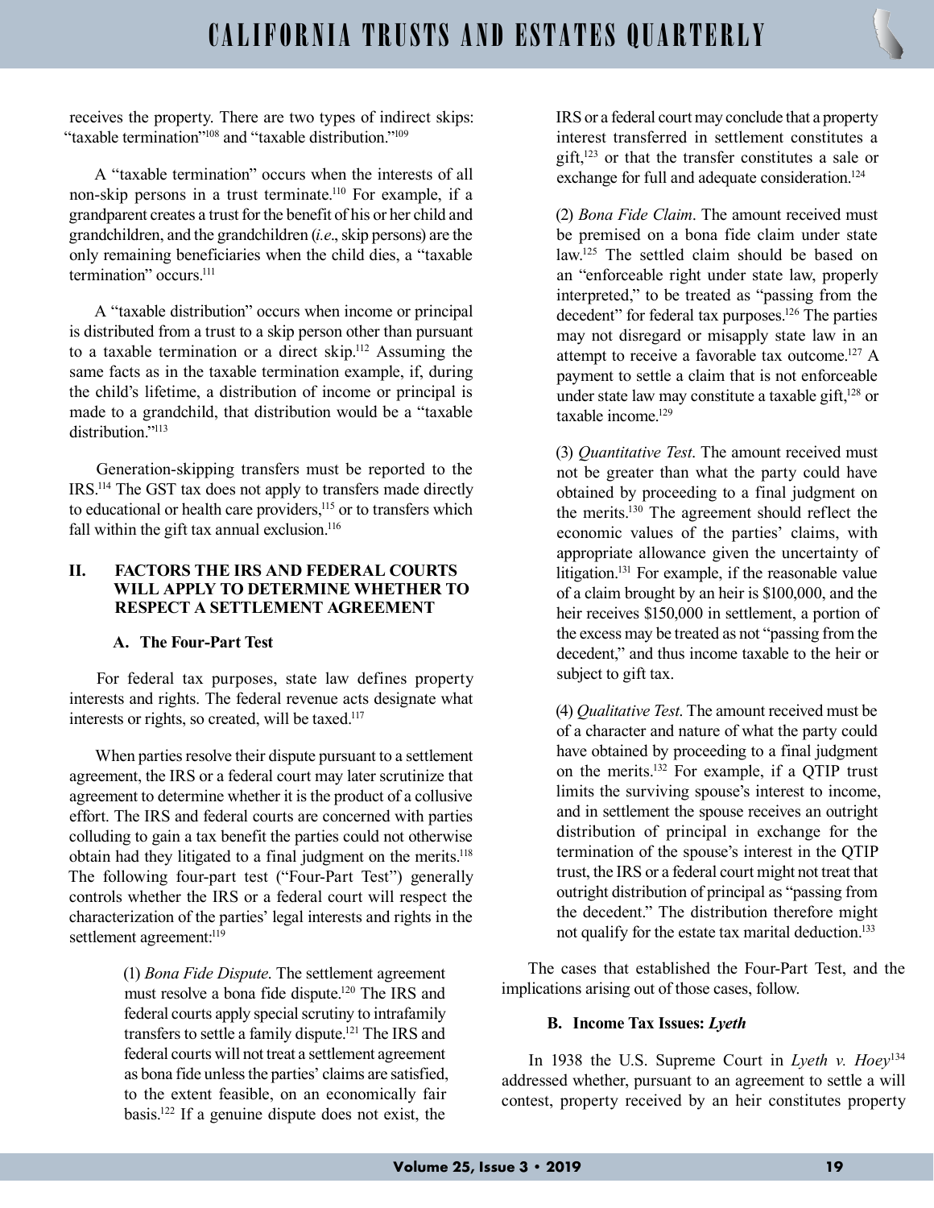receives the property. There are two types of indirect skips: "taxable termination"[108] and "taxable distribution."[109]

A "taxable termination" occurs when the interests of all non-skip persons in a trust terminate.[110] For example, if a grandparent creates a trust for the benefit of his or her child and grandchildren, and the grandchildren (*i.e*., skip persons) are the only remaining beneficiaries when the child dies, a "taxable termination" occurs.[111]

A "taxable distribution" occurs when income or principal is distributed from a trust to a skip person other than pursuant to a taxable termination or a direct skip.[112] Assuming the same facts as in the taxable termination example, if, during the child's lifetime, a distribution of income or principal is made to a grandchild, that distribution would be a "taxable distribution."[113]

Generation-skipping transfers must be reported to the IRS.[114] The GST tax does not apply to transfers made directly to educational or health care providers,[115] or to transfers which fall within the gift tax annual exclusion.[116]

## II. FACTORS THE IRS AND FEDERAL COURTS WILL APPLY TO DETERMINE WHETHER TO RESPECT A SETTLEMENT AGREEMENT

### A. The Four-Part Test

For federal tax purposes, state law defines property interests and rights. The federal revenue acts designate what interests or rights, so created, will be taxed.[117]

When parties resolve their dispute pursuant to a settlement agreement, the IRS or a federal court may later scrutinize that agreement to determine whether it is the product of a collusive effort. The IRS and federal courts are concerned with parties colluding to gain a tax benefit the parties could not otherwise obtain had they litigated to a final judgment on the merits.[118] The following four-part test ("Four-Part Test") generally controls whether the IRS or a federal court will respect the characterization of the parties' legal interests and rights in the settlement agreement:[119]

> (1) *Bona Fide Dispute*. The settlement agreement must resolve a bona fide dispute.[120] The IRS and federal courts apply special scrutiny to intrafamily transfers to settle a family dispute.[121] The IRS and federal courts will not treat a settlement agreement as bona fide unless the parties' claims are satisfied, to the extent feasible, on an economically fair basis.[122] If a genuine dispute does not exist, the IRS or a federal court may conclude that a property interest transferred in settlement constitutes a gift,[123] or that the transfer constitutes a sale or exchange for full and adequate consideration.[124]
>
> (2) *Bona Fide Claim*. The amount received must be premised on a bona fide claim under state law.[125] The settled claim should be based on an "enforceable right under state law, properly interpreted," to be treated as "passing from the decedent" for federal tax purposes.[126] The parties may not disregard or misapply state law in an attempt to receive a favorable tax outcome.[127] A payment to settle a claim that is not enforceable under state law may constitute a taxable gift,[128] or taxable income.[129]
>
> (3) *Quantitative Test*. The amount received must not be greater than what the party could have obtained by proceeding to a final judgment on the merits.[130] The agreement should reflect the economic values of the parties' claims, with appropriate allowance given the uncertainty of litigation.[131] For example, if the reasonable value of a claim brought by an heir is $100,000, and the heir receives $150,000 in settlement, a portion of the excess may be treated as not "passing from the decedent," and thus income taxable to the heir or subject to gift tax.
>
> (4) *Qualitative Test*. The amount received must be of a character and nature of what the party could have obtained by proceeding to a final judgment on the merits.[132] For example, if a QTIP trust limits the surviving spouse's interest to income, and in settlement the spouse receives an outright distribution of principal in exchange for the termination of the spouse's interest in the QTIP trust, the IRS or a federal court might not treat that outright distribution of principal as "passing from the decedent." The distribution therefore might not qualify for the estate tax marital deduction.[133]

The cases that established the Four-Part Test, and the implications arising out of those cases, follow.

### B. Income Tax Issues: *Lyeth*

In 1938 the U.S. Supreme Court in *Lyeth v. Hoey*[134] addressed whether, pursuant to an agreement to settle a will contest, property received by an heir constitutes property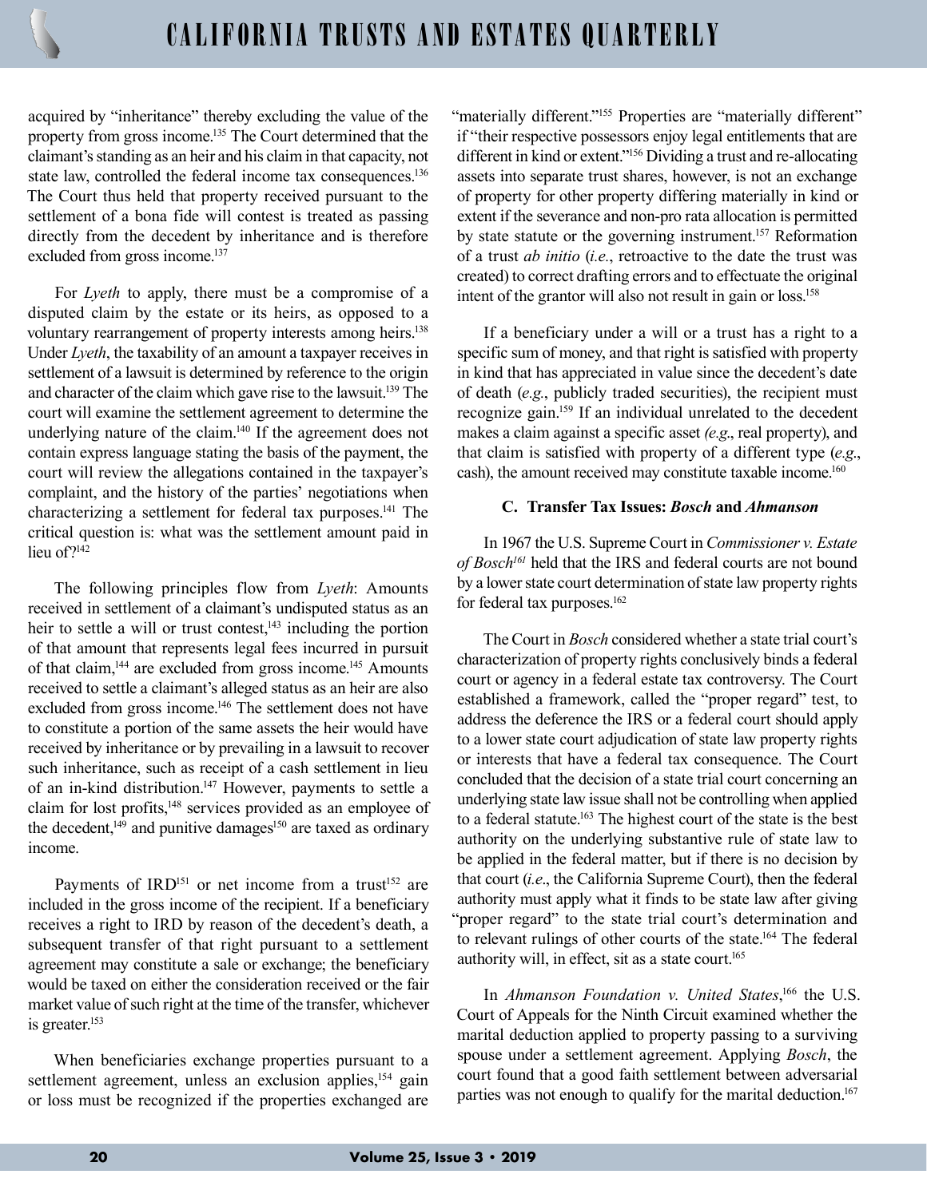acquired by "inheritance" thereby excluding the value of the property from gross income.[135] The Court determined that the claimant's standing as an heir and his claim in that capacity, not state law, controlled the federal income tax consequences.[136] The Court thus held that property received pursuant to the settlement of a bona fide will contest is treated as passing directly from the decedent by inheritance and is therefore excluded from gross income.[137]

For *Lyeth* to apply, there must be a compromise of a disputed claim by the estate or its heirs, as opposed to a voluntary rearrangement of property interests among heirs.[138] Under *Lyeth*, the taxability of an amount a taxpayer receives in settlement of a lawsuit is determined by reference to the origin and character of the claim which gave rise to the lawsuit.[139] The court will examine the settlement agreement to determine the underlying nature of the claim.[140] If the agreement does not contain express language stating the basis of the payment, the court will review the allegations contained in the taxpayer's complaint, and the history of the parties' negotiations when characterizing a settlement for federal tax purposes.[141] The critical question is: what was the settlement amount paid in lieu of?[142]

The following principles flow from *Lyeth*: Amounts received in settlement of a claimant's undisputed status as an heir to settle a will or trust contest,[143] including the portion of that amount that represents legal fees incurred in pursuit of that claim,[144] are excluded from gross income.[145] Amounts received to settle a claimant's alleged status as an heir are also excluded from gross income.[146] The settlement does not have to constitute a portion of the same assets the heir would have received by inheritance or by prevailing in a lawsuit to recover such inheritance, such as receipt of a cash settlement in lieu of an in-kind distribution.[147] However, payments to settle a claim for lost profits,[148] services provided as an employee of the decedent,[149] and punitive damages[150] are taxed as ordinary income.

Payments of IRD[151] or net income from a trust[152] are included in the gross income of the recipient. If a beneficiary receives a right to IRD by reason of the decedent's death, a subsequent transfer of that right pursuant to a settlement agreement may constitute a sale or exchange; the beneficiary would be taxed on either the consideration received or the fair market value of such right at the time of the transfer, whichever is greater.[153]

When beneficiaries exchange properties pursuant to a settlement agreement, unless an exclusion applies,[154] gain or loss must be recognized if the properties exchanged are "materially different."[155] Properties are "materially different" if "their respective possessors enjoy legal entitlements that are different in kind or extent."[156] Dividing a trust and re-allocating assets into separate trust shares, however, is not an exchange of property for other property differing materially in kind or extent if the severance and non-pro rata allocation is permitted by state statute or the governing instrument.[157] Reformation of a trust *ab initio* (*i.e.*, retroactive to the date the trust was created) to correct drafting errors and to effectuate the original intent of the grantor will also not result in gain or loss.[158]

If a beneficiary under a will or a trust has a right to a specific sum of money, and that right is satisfied with property in kind that has appreciated in value since the decedent's date of death (*e.g.*, publicly traded securities), the recipient must recognize gain.[159] If an individual unrelated to the decedent makes a claim against a specific asset *(e.g.*, real property), and that claim is satisfied with property of a different type (*e.g.*, cash), the amount received may constitute taxable income.[160]

### C. Transfer Tax Issues: *Bosch* and *Ahmanson*

In 1967 the U.S. Supreme Court in *Commissioner v. Estate of Bosch*[161] held that the IRS and federal courts are not bound by a lower state court determination of state law property rights for federal tax purposes.[162]

The Court in *Bosch* considered whether a state trial court's characterization of property rights conclusively binds a federal court or agency in a federal estate tax controversy. The Court established a framework, called the "proper regard" test, to address the deference the IRS or a federal court should apply to a lower state court adjudication of state law property rights or interests that have a federal tax consequence. The Court concluded that the decision of a state trial court concerning an underlying state law issue shall not be controlling when applied to a federal statute.[163] The highest court of the state is the best authority on the underlying substantive rule of state law to be applied in the federal matter, but if there is no decision by that court (*i.e*., the California Supreme Court), then the federal authority must apply what it finds to be state law after giving "proper regard" to the state trial court's determination and to relevant rulings of other courts of the state.[164] The federal authority will, in effect, sit as a state court.[165]

In *Ahmanson Foundation v. United States*,[166] the U.S. Court of Appeals for the Ninth Circuit examined whether the marital deduction applied to property passing to a surviving spouse under a settlement agreement. Applying *Bosch*, the court found that a good faith settlement between adversarial parties was not enough to qualify for the marital deduction.[167]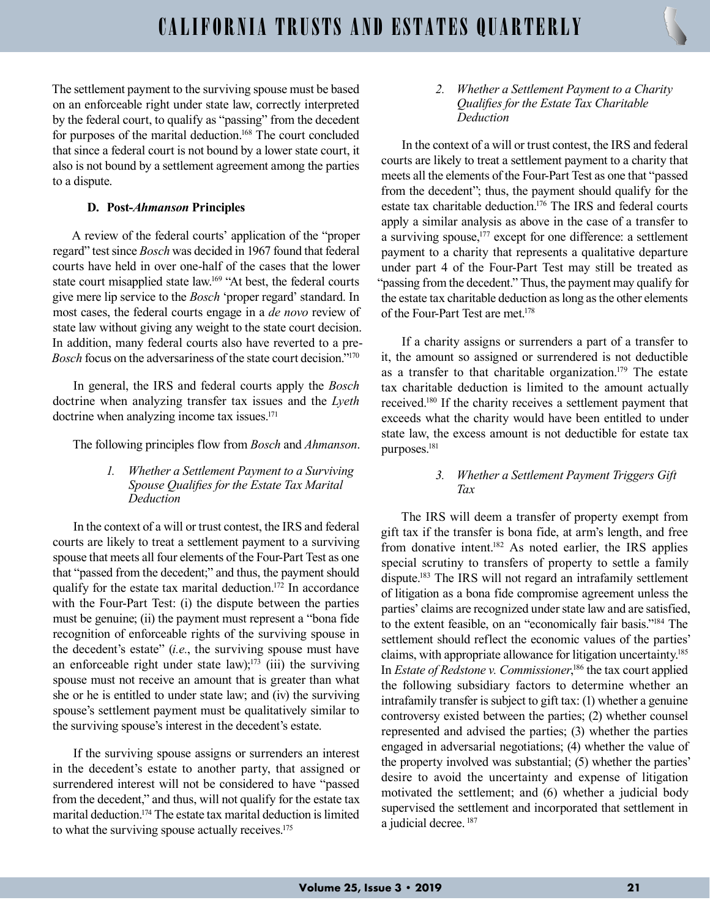The settlement payment to the surviving spouse must be based on an enforceable right under state law, correctly interpreted by the federal court, to qualify as "passing" from the decedent for purposes of the marital deduction.[168] The court concluded that since a federal court is not bound by a lower state court, it also is not bound by a settlement agreement among the parties to a dispute.

### D. Post-*Ahmanson* Principles

A review of the federal courts' application of the "proper regard" test since *Bosch* was decided in 1967 found that federal courts have held in over one-half of the cases that the lower state court misapplied state law.[169] "At best, the federal courts give mere lip service to the *Bosch* 'proper regard' standard. In most cases, the federal courts engage in a *de novo* review of state law without giving any weight to the state court decision. In addition, many federal courts also have reverted to a pre-*Bosch* focus on the adversariness of the state court decision."[170]

In general, the IRS and federal courts apply the *Bosch* doctrine when analyzing transfer tax issues and the *Lyeth* doctrine when analyzing income tax issues.[171]

The following principles flow from *Bosch* and *Ahmanson*.

#### *1. Whether a Settlement Payment to a Surviving Spouse Qualifies for the Estate Tax Marital Deduction*

In the context of a will or trust contest, the IRS and federal courts are likely to treat a settlement payment to a surviving spouse that meets all four elements of the Four-Part Test as one that "passed from the decedent;" and thus, the payment should qualify for the estate tax marital deduction.[172] In accordance with the Four-Part Test: (i) the dispute between the parties must be genuine; (ii) the payment must represent a "bona fide recognition of enforceable rights of the surviving spouse in the decedent's estate" (*i.e.*, the surviving spouse must have an enforceable right under state law);[173] (iii) the surviving spouse must not receive an amount that is greater than what she or he is entitled to under state law; and (iv) the surviving spouse's settlement payment must be qualitatively similar to the surviving spouse's interest in the decedent's estate.

If the surviving spouse assigns or surrenders an interest in the decedent's estate to another party, that assigned or surrendered interest will not be considered to have "passed from the decedent," and thus, will not qualify for the estate tax marital deduction.[174] The estate tax marital deduction is limited to what the surviving spouse actually receives.[175]

#### *2. Whether a Settlement Payment to a Charity Qualifies for the Estate Tax Charitable Deduction*

In the context of a will or trust contest, the IRS and federal courts are likely to treat a settlement payment to a charity that meets all the elements of the Four-Part Test as one that "passed from the decedent"; thus, the payment should qualify for the estate tax charitable deduction.[176] The IRS and federal courts apply a similar analysis as above in the case of a transfer to a surviving spouse,[177] except for one difference: a settlement payment to a charity that represents a qualitative departure under part 4 of the Four-Part Test may still be treated as "passing from the decedent." Thus, the payment may qualify for the estate tax charitable deduction as long as the other elements of the Four-Part Test are met.[178]

If a charity assigns or surrenders a part of a transfer to it, the amount so assigned or surrendered is not deductible as a transfer to that charitable organization.[179] The estate tax charitable deduction is limited to the amount actually received.[180] If the charity receives a settlement payment that exceeds what the charity would have been entitled to under state law, the excess amount is not deductible for estate tax purposes.[181]

#### *3. Whether a Settlement Payment Triggers Gift Tax*

The IRS will deem a transfer of property exempt from gift tax if the transfer is bona fide, at arm's length, and free from donative intent.[182] As noted earlier, the IRS applies special scrutiny to transfers of property to settle a family dispute.[183] The IRS will not regard an intrafamily settlement of litigation as a bona fide compromise agreement unless the parties' claims are recognized under state law and are satisfied, to the extent feasible, on an "economically fair basis."[184] The settlement should reflect the economic values of the parties' claims, with appropriate allowance for litigation uncertainty.[185] In *Estate of Redstone v. Commissioner*,[186] the tax court applied the following subsidiary factors to determine whether an intrafamily transfer is subject to gift tax: (1) whether a genuine controversy existed between the parties; (2) whether counsel represented and advised the parties; (3) whether the parties engaged in adversarial negotiations; (4) whether the value of the property involved was substantial; (5) whether the parties' desire to avoid the uncertainty and expense of litigation motivated the settlement; and (6) whether a judicial body supervised the settlement and incorporated that settlement in a judicial decree.[187]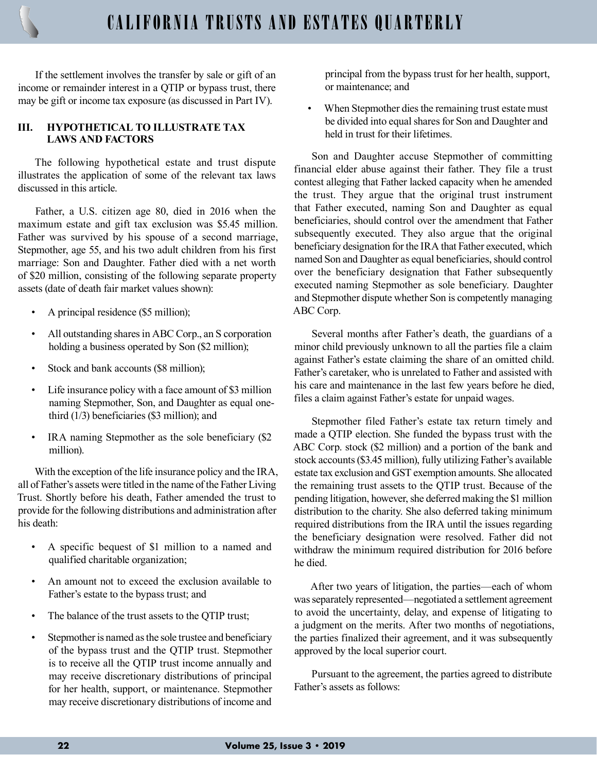If the settlement involves the transfer by sale or gift of an income or remainder interest in a QTIP or bypass trust, there may be gift or income tax exposure (as discussed in Part IV).

## III. HYPOTHETICAL TO ILLUSTRATE TAX LAWS AND FACTORS

The following hypothetical estate and trust dispute illustrates the application of some of the relevant tax laws discussed in this article.

Father, a U.S. citizen age 80, died in 2016 when the maximum estate and gift tax exclusion was $5.45 million. Father was survived by his spouse of a second marriage, Stepmother, age 55, and his two adult children from his first marriage: Son and Daughter. Father died with a net worth of $20 million, consisting of the following separate property assets (date of death fair market values shown):

- A principal residence ($5 million);
- All outstanding shares in ABC Corp., an S corporation holding a business operated by Son ($2 million);
- Stock and bank accounts ($8 million);
- Life insurance policy with a face amount of $3 million naming Stepmother, Son, and Daughter as equal one-third (1/3) beneficiaries ($3 million); and
- IRA naming Stepmother as the sole beneficiary ($2 million).

With the exception of the life insurance policy and the IRA, all of Father's assets were titled in the name of the Father Living Trust. Shortly before his death, Father amended the trust to provide for the following distributions and administration after his death:

- A specific bequest of $1 million to a named and qualified charitable organization;
- An amount not to exceed the exclusion available to Father's estate to the bypass trust; and
- The balance of the trust assets to the QTIP trust;
- Stepmother is named as the sole trustee and beneficiary of the bypass trust and the QTIP trust. Stepmother is to receive all the QTIP trust income annually and may receive discretionary distributions of principal for her health, support, or maintenance. Stepmother may receive discretionary distributions of income and principal from the bypass trust for her health, support, or maintenance; and
- When Stepmother dies the remaining trust estate must be divided into equal shares for Son and Daughter and held in trust for their lifetimes.

Son and Daughter accuse Stepmother of committing financial elder abuse against their father. They file a trust contest alleging that Father lacked capacity when he amended the trust. They argue that the original trust instrument that Father executed, naming Son and Daughter as equal beneficiaries, should control over the amendment that Father subsequently executed. They also argue that the original beneficiary designation for the IRA that Father executed, which named Son and Daughter as equal beneficiaries, should control over the beneficiary designation that Father subsequently executed naming Stepmother as sole beneficiary. Daughter and Stepmother dispute whether Son is competently managing ABC Corp.

Several months after Father's death, the guardians of a minor child previously unknown to all the parties file a claim against Father's estate claiming the share of an omitted child. Father's caretaker, who is unrelated to Father and assisted with his care and maintenance in the last few years before he died, files a claim against Father's estate for unpaid wages.

Stepmother filed Father's estate tax return timely and made a QTIP election. She funded the bypass trust with the ABC Corp. stock ($2 million) and a portion of the bank and stock accounts ($3.45 million), fully utilizing Father's available estate tax exclusion and GST exemption amounts. She allocated the remaining trust assets to the QTIP trust. Because of the pending litigation, however, she deferred making the $1 million distribution to the charity. She also deferred taking minimum required distributions from the IRA until the issues regarding the beneficiary designation were resolved. Father did not withdraw the minimum required distribution for 2016 before he died.

After two years of litigation, the parties—each of whom was separately represented—negotiated a settlement agreement to avoid the uncertainty, delay, and expense of litigating to a judgment on the merits. After two months of negotiations, the parties finalized their agreement, and it was subsequently approved by the local superior court.

Pursuant to the agreement, the parties agreed to distribute Father's assets as follows: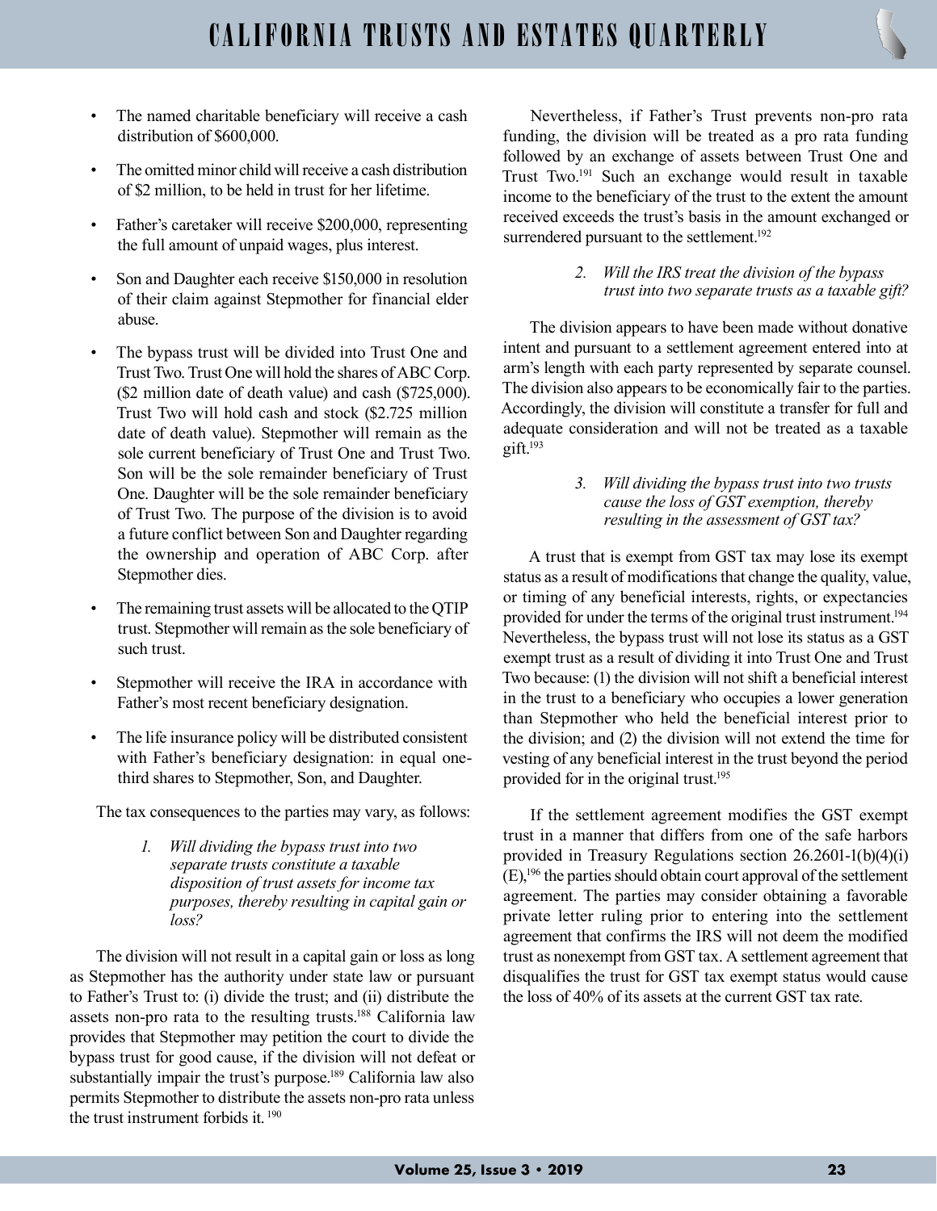- The named charitable beneficiary will receive a cash distribution of $600,000.
- The omitted minor child will receive a cash distribution of $2 million, to be held in trust for her lifetime.
- Father's caretaker will receive $200,000, representing the full amount of unpaid wages, plus interest.
- Son and Daughter each receive $150,000 in resolution of their claim against Stepmother for financial elder abuse.
- The bypass trust will be divided into Trust One and Trust Two. Trust One will hold the shares of ABC Corp. ($2 million date of death value) and cash ($725,000). Trust Two will hold cash and stock ($2.725 million date of death value). Stepmother will remain as the sole current beneficiary of Trust One and Trust Two. Son will be the sole remainder beneficiary of Trust One. Daughter will be the sole remainder beneficiary of Trust Two. The purpose of the division is to avoid a future conflict between Son and Daughter regarding the ownership and operation of ABC Corp. after Stepmother dies.
- The remaining trust assets will be allocated to the QTIP trust. Stepmother will remain as the sole beneficiary of such trust.
- Stepmother will receive the IRA in accordance with Father's most recent beneficiary designation.
- The life insurance policy will be distributed consistent with Father's beneficiary designation: in equal one-third shares to Stepmother, Son, and Daughter.

The tax consequences to the parties may vary, as follows:

*1. Will dividing the bypass trust into two separate trusts constitute a taxable disposition of trust assets for income tax purposes, thereby resulting in capital gain or loss?*

The division will not result in a capital gain or loss as long as Stepmother has the authority under state law or pursuant to Father's Trust to: (i) divide the trust; and (ii) distribute the assets non-pro rata to the resulting trusts.[188] California law provides that Stepmother may petition the court to divide the bypass trust for good cause, if the division will not defeat or substantially impair the trust's purpose.[189] California law also permits Stepmother to distribute the assets non-pro rata unless the trust instrument forbids it.[190]

Nevertheless, if Father's Trust prevents non-pro rata funding, the division will be treated as a pro rata funding followed by an exchange of assets between Trust One and Trust Two.[191] Such an exchange would result in taxable income to the beneficiary of the trust to the extent the amount received exceeds the trust's basis in the amount exchanged or surrendered pursuant to the settlement.[192]

*2. Will the IRS treat the division of the bypass trust into two separate trusts as a taxable gift?*

The division appears to have been made without donative intent and pursuant to a settlement agreement entered into at arm's length with each party represented by separate counsel. The division also appears to be economically fair to the parties. Accordingly, the division will constitute a transfer for full and adequate consideration and will not be treated as a taxable gift.[193]

*3. Will dividing the bypass trust into two trusts cause the loss of GST exemption, thereby resulting in the assessment of GST tax?*

A trust that is exempt from GST tax may lose its exempt status as a result of modifications that change the quality, value, or timing of any beneficial interests, rights, or expectancies provided for under the terms of the original trust instrument.[194] Nevertheless, the bypass trust will not lose its status as a GST exempt trust as a result of dividing it into Trust One and Trust Two because: (1) the division will not shift a beneficial interest in the trust to a beneficiary who occupies a lower generation than Stepmother who held the beneficial interest prior to the division; and (2) the division will not extend the time for vesting of any beneficial interest in the trust beyond the period provided for in the original trust.[195]

If the settlement agreement modifies the GST exempt trust in a manner that differs from one of the safe harbors provided in Treasury Regulations section 26.2601-1(b)(4)(i)(E),[196] the parties should obtain court approval of the settlement agreement. The parties may consider obtaining a favorable private letter ruling prior to entering into the settlement agreement that confirms the IRS will not deem the modified trust as nonexempt from GST tax. A settlement agreement that disqualifies the trust for GST tax exempt status would cause the loss of 40% of its assets at the current GST tax rate.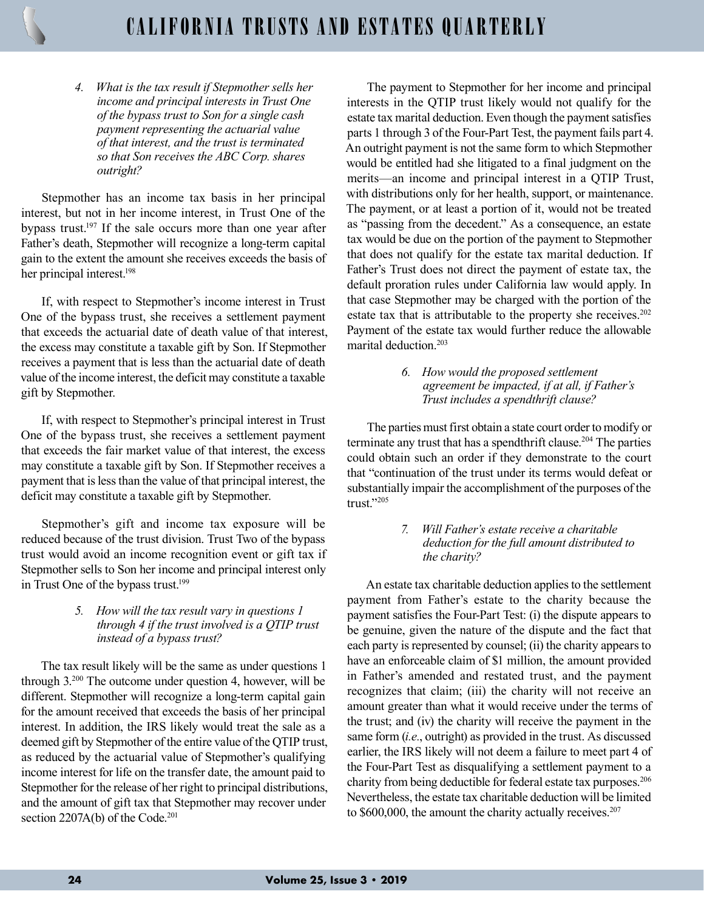*4. What is the tax result if Stepmother sells her income and principal interests in Trust One of the bypass trust to Son for a single cash payment representing the actuarial value of that interest, and the trust is terminated so that Son receives the ABC Corp. shares outright?*

Stepmother has an income tax basis in her principal interest, but not in her income interest, in Trust One of the bypass trust.[197] If the sale occurs more than one year after Father's death, Stepmother will recognize a long-term capital gain to the extent the amount she receives exceeds the basis of her principal interest.[198]

If, with respect to Stepmother's income interest in Trust One of the bypass trust, she receives a settlement payment that exceeds the actuarial date of death value of that interest, the excess may constitute a taxable gift by Son. If Stepmother receives a payment that is less than the actuarial date of death value of the income interest, the deficit may constitute a taxable gift by Stepmother.

If, with respect to Stepmother's principal interest in Trust One of the bypass trust, she receives a settlement payment that exceeds the fair market value of that interest, the excess may constitute a taxable gift by Son. If Stepmother receives a payment that is less than the value of that principal interest, the deficit may constitute a taxable gift by Stepmother.

Stepmother's gift and income tax exposure will be reduced because of the trust division. Trust Two of the bypass trust would avoid an income recognition event or gift tax if Stepmother sells to Son her income and principal interest only in Trust One of the bypass trust.[199]

*5. How will the tax result vary in questions 1 through 4 if the trust involved is a QTIP trust instead of a bypass trust?*

The tax result likely will be the same as under questions 1 through 3.[200] The outcome under question 4, however, will be different. Stepmother will recognize a long-term capital gain for the amount received that exceeds the basis of her principal interest. In addition, the IRS likely would treat the sale as a deemed gift by Stepmother of the entire value of the QTIP trust, as reduced by the actuarial value of Stepmother's qualifying income interest for life on the transfer date, the amount paid to Stepmother for the release of her right to principal distributions, and the amount of gift tax that Stepmother may recover under section 2207A(b) of the Code.[201]

The payment to Stepmother for her income and principal interests in the QTIP trust likely would not qualify for the estate tax marital deduction. Even though the payment satisfies parts 1 through 3 of the Four-Part Test, the payment fails part 4. An outright payment is not the same form to which Stepmother would be entitled had she litigated to a final judgment on the merits—an income and principal interest in a QTIP Trust, with distributions only for her health, support, or maintenance. The payment, or at least a portion of it, would not be treated as "passing from the decedent." As a consequence, an estate tax would be due on the portion of the payment to Stepmother that does not qualify for the estate tax marital deduction. If Father's Trust does not direct the payment of estate tax, the default proration rules under California law would apply. In that case Stepmother may be charged with the portion of the estate tax that is attributable to the property she receives.[202] Payment of the estate tax would further reduce the allowable marital deduction.[203]

*6. How would the proposed settlement agreement be impacted, if at all, if Father's Trust includes a spendthrift clause?*

The parties must first obtain a state court order to modify or terminate any trust that has a spendthrift clause.[204] The parties could obtain such an order if they demonstrate to the court that "continuation of the trust under its terms would defeat or substantially impair the accomplishment of the purposes of the trust."[205]

*7. Will Father's estate receive a charitable deduction for the full amount distributed to the charity?*

An estate tax charitable deduction applies to the settlement payment from Father's estate to the charity because the payment satisfies the Four-Part Test: (i) the dispute appears to be genuine, given the nature of the dispute and the fact that each party is represented by counsel; (ii) the charity appears to have an enforceable claim of $1 million, the amount provided in Father's amended and restated trust, and the payment recognizes that claim; (iii) the charity will not receive an amount greater than what it would receive under the terms of the trust; and (iv) the charity will receive the payment in the same form (*i.e.*, outright) as provided in the trust. As discussed earlier, the IRS likely will not deem a failure to meet part 4 of the Four-Part Test as disqualifying a settlement payment to a charity from being deductible for federal estate tax purposes.[206] Nevertheless, the estate tax charitable deduction will be limited to $600,000, the amount the charity actually receives.[207]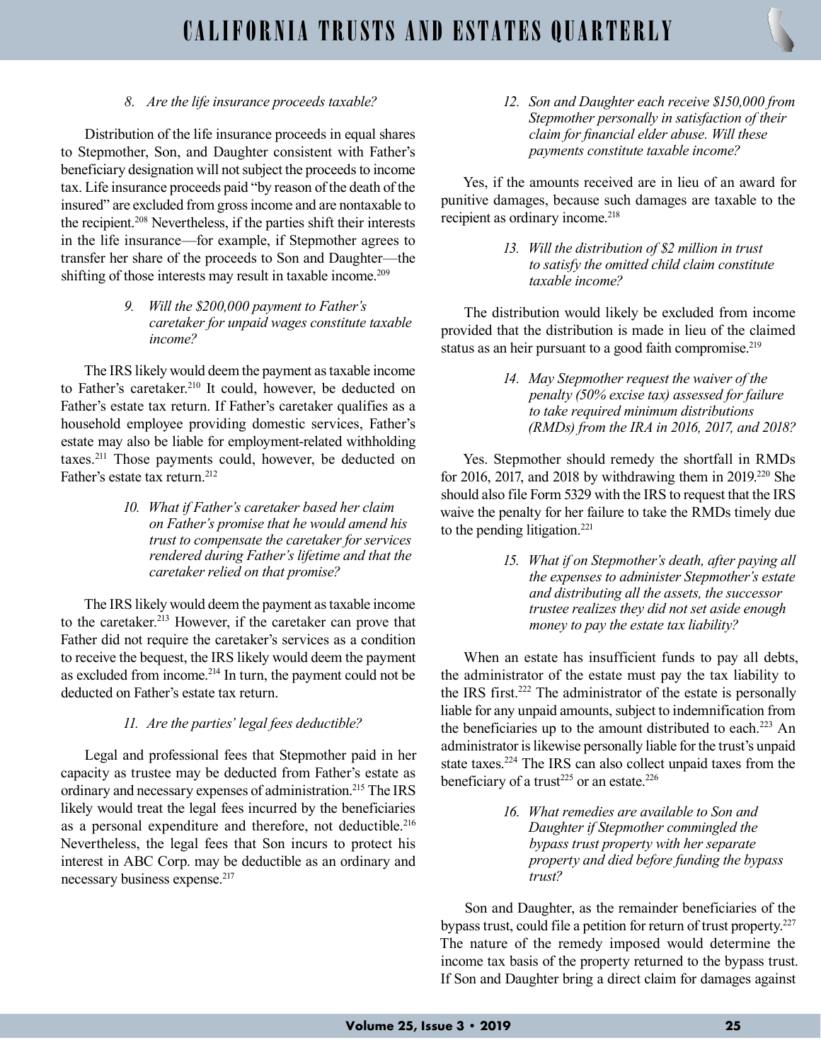*8. Are the life insurance proceeds taxable?*

Distribution of the life insurance proceeds in equal shares to Stepmother, Son, and Daughter consistent with Father's beneficiary designation will not subject the proceeds to income tax. Life insurance proceeds paid "by reason of the death of the insured" are excluded from gross income and are nontaxable to the recipient.[208] Nevertheless, if the parties shift their interests in the life insurance—for example, if Stepmother agrees to transfer her share of the proceeds to Son and Daughter—the shifting of those interests may result in taxable income.[209]

*9. Will the $200,000 payment to Father's caretaker for unpaid wages constitute taxable income?*

The IRS likely would deem the payment as taxable income to Father's caretaker.[210] It could, however, be deducted on Father's estate tax return. If Father's caretaker qualifies as a household employee providing domestic services, Father's estate may also be liable for employment-related withholding taxes.[211] Those payments could, however, be deducted on Father's estate tax return.[212]

*10. What if Father's caretaker based her claim on Father's promise that he would amend his trust to compensate the caretaker for services rendered during Father's lifetime and that the caretaker relied on that promise?*

The IRS likely would deem the payment as taxable income to the caretaker.[213] However, if the caretaker can prove that Father did not require the caretaker's services as a condition to receive the bequest, the IRS likely would deem the payment as excluded from income.[214] In turn, the payment could not be deducted on Father's estate tax return.

*11. Are the parties' legal fees deductible?*

Legal and professional fees that Stepmother paid in her capacity as trustee may be deducted from Father's estate as ordinary and necessary expenses of administration.[215] The IRS likely would treat the legal fees incurred by the beneficiaries as a personal expenditure and therefore, not deductible.[216] Nevertheless, the legal fees that Son incurs to protect his interest in ABC Corp. may be deductible as an ordinary and necessary business expense.[217]

*12. Son and Daughter each receive $150,000 from Stepmother personally in satisfaction of their claim for financial elder abuse. Will these payments constitute taxable income?*

Yes, if the amounts received are in lieu of an award for punitive damages, because such damages are taxable to the recipient as ordinary income.[218]

*13. Will the distribution of $2 million in trust to satisfy the omitted child claim constitute taxable income?*

The distribution would likely be excluded from income provided that the distribution is made in lieu of the claimed status as an heir pursuant to a good faith compromise.[219]

*14. May Stepmother request the waiver of the penalty (50% excise tax) assessed for failure to take required minimum distributions (RMDs) from the IRA in 2016, 2017, and 2018?*

Yes. Stepmother should remedy the shortfall in RMDs for 2016, 2017, and 2018 by withdrawing them in 2019.[220] She should also file Form 5329 with the IRS to request that the IRS waive the penalty for her failure to take the RMDs timely due to the pending litigation.[221]

*15. What if on Stepmother's death, after paying all the expenses to administer Stepmother's estate and distributing all the assets, the successor trustee realizes they did not set aside enough money to pay the estate tax liability?*

When an estate has insufficient funds to pay all debts, the administrator of the estate must pay the tax liability to the IRS first.[222] The administrator of the estate is personally liable for any unpaid amounts, subject to indemnification from the beneficiaries up to the amount distributed to each.[223] An administrator is likewise personally liable for the trust's unpaid state taxes.[224] The IRS can also collect unpaid taxes from the beneficiary of a trust[225] or an estate.[226]

*16. What remedies are available to Son and Daughter if Stepmother commingled the bypass trust property with her separate property and died before funding the bypass trust?*

Son and Daughter, as the remainder beneficiaries of the bypass trust, could file a petition for return of trust property.[227] The nature of the remedy imposed would determine the income tax basis of the property returned to the bypass trust. If Son and Daughter bring a direct claim for damages against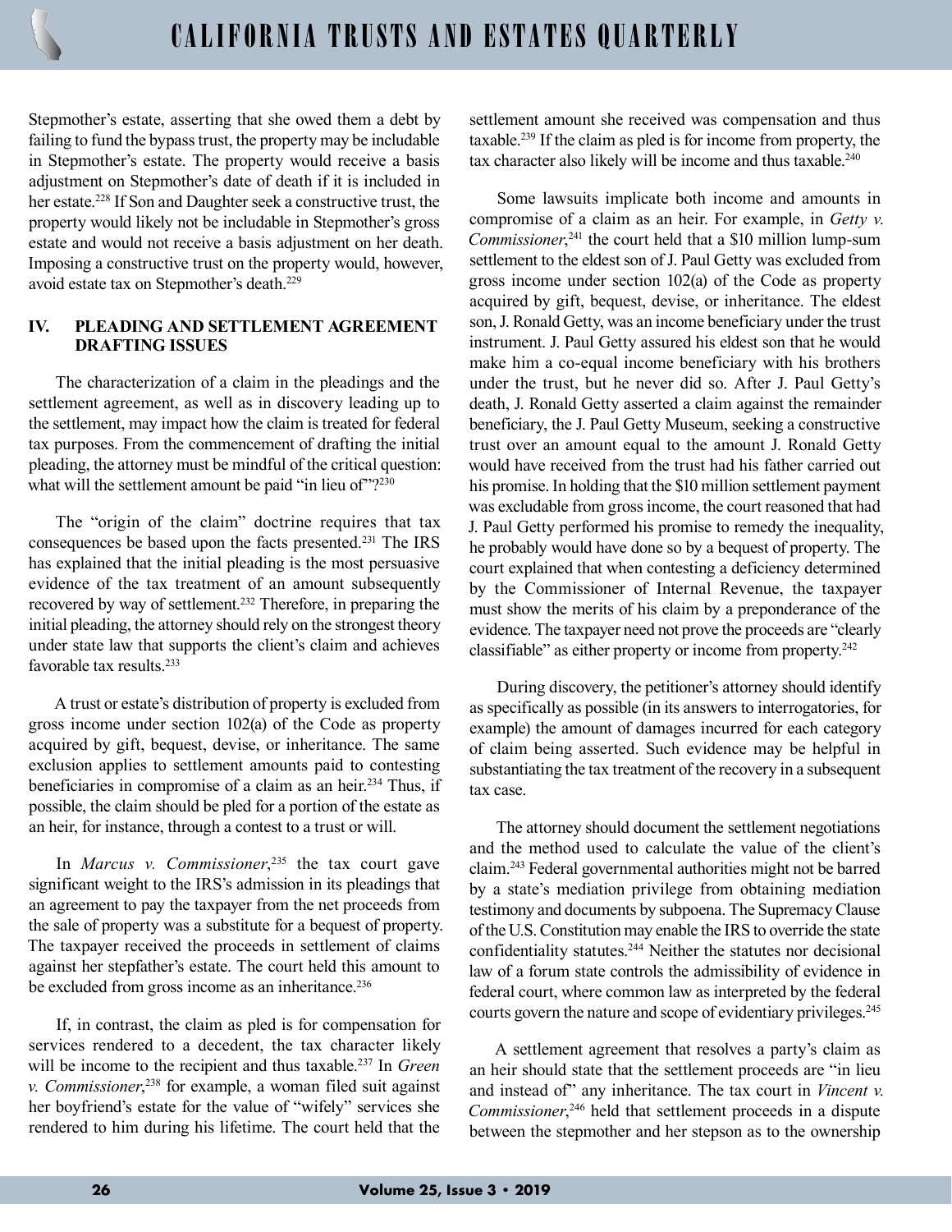Stepmother's estate, asserting that she owed them a debt by failing to fund the bypass trust, the property may be includable in Stepmother's estate. The property would receive a basis adjustment on Stepmother's date of death if it is included in her estate.[228] If Son and Daughter seek a constructive trust, the property would likely not be includable in Stepmother's gross estate and would not receive a basis adjustment on her death. Imposing a constructive trust on the property would, however, avoid estate tax on Stepmother's death.[229]

## IV. PLEADING AND SETTLEMENT AGREEMENT DRAFTING ISSUES

The characterization of a claim in the pleadings and the settlement agreement, as well as in discovery leading up to the settlement, may impact how the claim is treated for federal tax purposes. From the commencement of drafting the initial pleading, the attorney must be mindful of the critical question: what will the settlement amount be paid "in lieu of"?[230]

The "origin of the claim" doctrine requires that tax consequences be based upon the facts presented.[231] The IRS has explained that the initial pleading is the most persuasive evidence of the tax treatment of an amount subsequently recovered by way of settlement.[232] Therefore, in preparing the initial pleading, the attorney should rely on the strongest theory under state law that supports the client's claim and achieves favorable tax results.[233]

A trust or estate's distribution of property is excluded from gross income under section 102(a) of the Code as property acquired by gift, bequest, devise, or inheritance. The same exclusion applies to settlement amounts paid to contesting beneficiaries in compromise of a claim as an heir.[234] Thus, if possible, the claim should be pled for a portion of the estate as an heir, for instance, through a contest to a trust or will.

In *Marcus v. Commissioner*,[235] the tax court gave significant weight to the IRS's admission in its pleadings that an agreement to pay the taxpayer from the net proceeds from the sale of property was a substitute for a bequest of property. The taxpayer received the proceeds in settlement of claims against her stepfather's estate. The court held this amount to be excluded from gross income as an inheritance.[236]

If, in contrast, the claim as pled is for compensation for services rendered to a decedent, the tax character likely will be income to the recipient and thus taxable.[237] In *Green v. Commissioner*,[238] for example, a woman filed suit against her boyfriend's estate for the value of "wifely" services she rendered to him during his lifetime. The court held that the settlement amount she received was compensation and thus taxable.[239] If the claim as pled is for income from property, the tax character also likely will be income and thus taxable.[240]

Some lawsuits implicate both income and amounts in compromise of a claim as an heir. For example, in *Getty v. Commissioner*,[241] the court held that a $10 million lump-sum settlement to the eldest son of J. Paul Getty was excluded from gross income under section 102(a) of the Code as property acquired by gift, bequest, devise, or inheritance. The eldest son, J. Ronald Getty, was an income beneficiary under the trust instrument. J. Paul Getty assured his eldest son that he would make him a co-equal income beneficiary with his brothers under the trust, but he never did so. After J. Paul Getty's death, J. Ronald Getty asserted a claim against the remainder beneficiary, the J. Paul Getty Museum, seeking a constructive trust over an amount equal to the amount J. Ronald Getty would have received from the trust had his father carried out his promise. In holding that the $10 million settlement payment was excludable from gross income, the court reasoned that had J. Paul Getty performed his promise to remedy the inequality, he probably would have done so by a bequest of property. The court explained that when contesting a deficiency determined by the Commissioner of Internal Revenue, the taxpayer must show the merits of his claim by a preponderance of the evidence. The taxpayer need not prove the proceeds are "clearly classifiable" as either property or income from property.[242]

During discovery, the petitioner's attorney should identify as specifically as possible (in its answers to interrogatories, for example) the amount of damages incurred for each category of claim being asserted. Such evidence may be helpful in substantiating the tax treatment of the recovery in a subsequent tax case.

The attorney should document the settlement negotiations and the method used to calculate the value of the client's claim.[243] Federal governmental authorities might not be barred by a state's mediation privilege from obtaining mediation testimony and documents by subpoena. The Supremacy Clause of the U.S. Constitution may enable the IRS to override the state confidentiality statutes.[244] Neither the statutes nor decisional law of a forum state controls the admissibility of evidence in federal court, where common law as interpreted by the federal courts govern the nature and scope of evidentiary privileges.[245]

A settlement agreement that resolves a party's claim as an heir should state that the settlement proceeds are "in lieu and instead of" any inheritance. The tax court in *Vincent v. Commissioner*,[246] held that settlement proceeds in a dispute between the stepmother and her stepson as to the ownership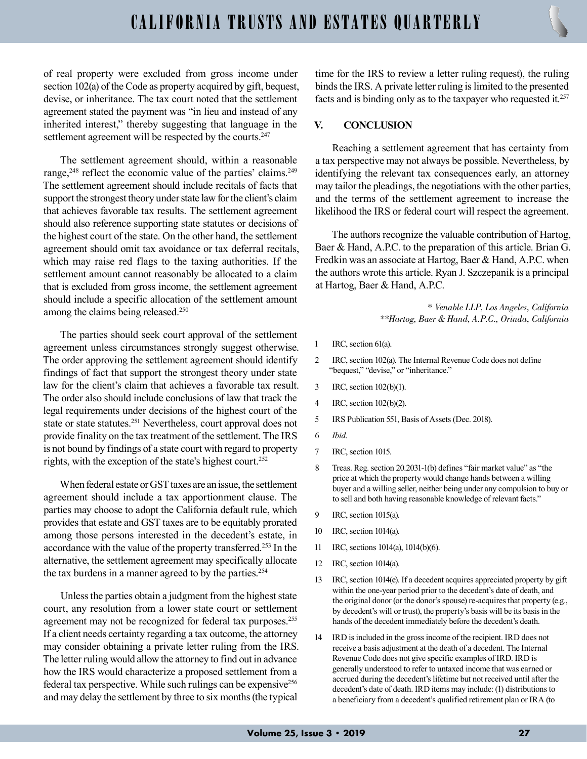of real property were excluded from gross income under section 102(a) of the Code as property acquired by gift, bequest, devise, or inheritance. The tax court noted that the settlement agreement stated the payment was "in lieu and instead of any inherited interest," thereby suggesting that language in the settlement agreement will be respected by the courts.[247]

The settlement agreement should, within a reasonable range,[248] reflect the economic value of the parties' claims.[249] The settlement agreement should include recitals of facts that support the strongest theory under state law for the client's claim that achieves favorable tax results. The settlement agreement should also reference supporting state statutes or decisions of the highest court of the state. On the other hand, the settlement agreement should omit tax avoidance or tax deferral recitals, which may raise red flags to the taxing authorities. If the settlement amount cannot reasonably be allocated to a claim that is excluded from gross income, the settlement agreement should include a specific allocation of the settlement amount among the claims being released.[250]

The parties should seek court approval of the settlement agreement unless circumstances strongly suggest otherwise. The order approving the settlement agreement should identify findings of fact that support the strongest theory under state law for the client's claim that achieves a favorable tax result. The order also should include conclusions of law that track the legal requirements under decisions of the highest court of the state or state statutes.[251] Nevertheless, court approval does not provide finality on the tax treatment of the settlement. The IRS is not bound by findings of a state court with regard to property rights, with the exception of the state's highest court.[252]

When federal estate or GST taxes are an issue, the settlement agreement should include a tax apportionment clause. The parties may choose to adopt the California default rule, which provides that estate and GST taxes are to be equitably prorated among those persons interested in the decedent's estate, in accordance with the value of the property transferred.[253] In the alternative, the settlement agreement may specifically allocate the tax burdens in a manner agreed to by the parties.[254]

Unless the parties obtain a judgment from the highest state court, any resolution from a lower state court or settlement agreement may not be recognized for federal tax purposes.[255] If a client needs certainty regarding a tax outcome, the attorney may consider obtaining a private letter ruling from the IRS. The letter ruling would allow the attorney to find out in advance how the IRS would characterize a proposed settlement from a federal tax perspective. While such rulings can be expensive[256] and may delay the settlement by three to six months (the typical time for the IRS to review a letter ruling request), the ruling binds the IRS. A private letter ruling is limited to the presented facts and is binding only as to the taxpayer who requested it.[257]

## V. CONCLUSION

Reaching a settlement agreement that has certainty from a tax perspective may not always be possible. Nevertheless, by identifying the relevant tax consequences early, an attorney may tailor the pleadings, the negotiations with the other parties, and the terms of the settlement agreement to increase the likelihood the IRS or federal court will respect the agreement.

The authors recognize the valuable contribution of Hartog, Baer & Hand, A.P.C. to the preparation of this article. Brian G. Fredkin was an associate at Hartog, Baer & Hand, A.P.C. when the authors wrote this article. Ryan J. Szczepanik is a principal at Hartog, Baer & Hand, A.P.C.

*\* Venable LLP, Los Angeles, California*
*\*\*Hartog, Baer & Hand, A.P.C., Orinda, California*

---

1 IRC, section 61(a).

2 IRC, section 102(a). The Internal Revenue Code does not define "bequest," "devise," or "inheritance."

3 IRC, section 102(b)(1).

4 IRC, section 102(b)(2).

5 IRS Publication 551, Basis of Assets (Dec. 2018).

6 *Ibid.*

7 IRC, section 1015.

8 Treas. Reg. section 20.2031-1(b) defines "fair market value" as "the price at which the property would change hands between a willing buyer and a willing seller, neither being under any compulsion to buy or to sell and both having reasonable knowledge of relevant facts."

9 IRC, section 1015(a).

10 IRC, section 1014(a).

11 IRC, sections 1014(a), 1014(b)(6).

12 IRC, section 1014(a).

13 IRC, section 1014(e). If a decedent acquires appreciated property by gift within the one-year period prior to the decedent's date of death, and the original donor (or the donor's spouse) re-acquires that property (e.g., by decedent's will or trust), the property's basis will be its basis in the hands of the decedent immediately before the decedent's death.

14 IRD is included in the gross income of the recipient. IRD does not receive a basis adjustment at the death of a decedent. The Internal Revenue Code does not give specific examples of IRD. IRD is generally understood to refer to untaxed income that was earned or accrued during the decedent's lifetime but not received until after the decedent's date of death. IRD items may include: (1) distributions to a beneficiary from a decedent's qualified retirement plan or IRA (to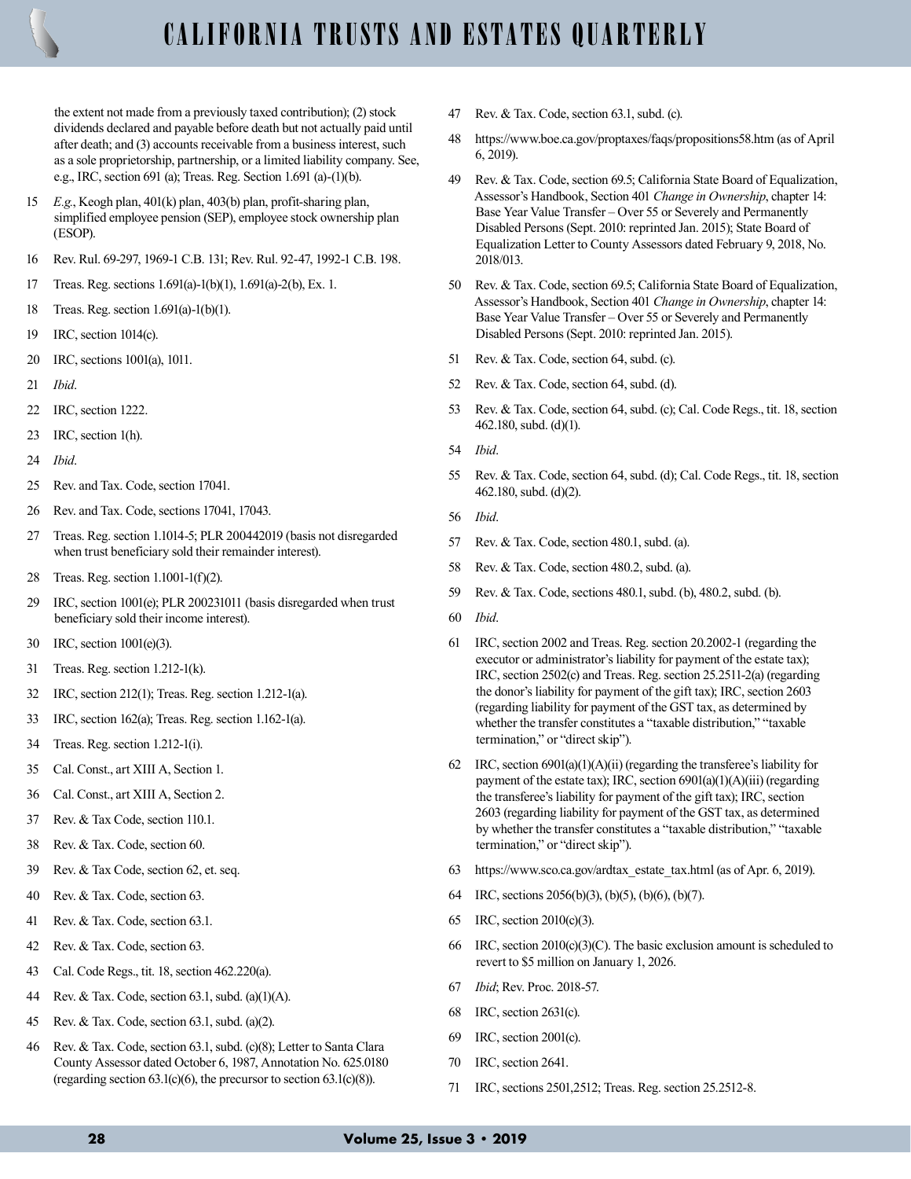the extent not made from a previously taxed contribution); (2) stock dividends declared and payable before death but not actually paid until after death; and (3) accounts receivable from a business interest, such as a sole proprietorship, partnership, or a limited liability company. See, e.g., IRC, section 691 (a); Treas. Reg. Section 1.691 (a)-(1)(b).

15 *E.g.*, Keogh plan, 401(k) plan, 403(b) plan, profit-sharing plan, simplified employee pension (SEP), employee stock ownership plan (ESOP).

16 Rev. Rul. 69-297, 1969-1 C.B. 131; Rev. Rul. 92-47, 1992-1 C.B. 198.

17 Treas. Reg. sections 1.691(a)-1(b)(1), 1.691(a)-2(b), Ex. 1.

18 Treas. Reg. section 1.691(a)-1(b)(1).

19 IRC, section 1014(c).

20 IRC, sections 1001(a), 1011.

21 *Ibid*.

22 IRC, section 1222.

23 IRC, section 1(h).

24 *Ibid*.

25 Rev. and Tax. Code, section 17041.

26 Rev. and Tax. Code, sections 17041, 17043.

27 Treas. Reg. section 1.1014-5; PLR 200442019 (basis not disregarded when trust beneficiary sold their remainder interest).

28 Treas. Reg. section 1.1001-1(f)(2).

29 IRC, section 1001(e); PLR 200231011 (basis disregarded when trust beneficiary sold their income interest).

30 IRC, section 1001(e)(3).

31 Treas. Reg. section 1.212-1(k).

32 IRC, section 212(1); Treas. Reg. section 1.212-1(a).

33 IRC, section 162(a); Treas. Reg. section 1.162-1(a).

34 Treas. Reg. section 1.212-1(i).

35 Cal. Const., art XIII A, Section 1.

36 Cal. Const., art XIII A, Section 2.

37 Rev. & Tax Code, section 110.1.

38 Rev. & Tax. Code, section 60.

39 Rev. & Tax Code, section 62, et. seq.

40 Rev. & Tax. Code, section 63.

41 Rev. & Tax. Code, section 63.1.

42 Rev. & Tax. Code, section 63.

43 Cal. Code Regs., tit. 18, section 462.220(a).

44 Rev. & Tax. Code, section 63.1, subd. (a)(1)(A).

45 Rev. & Tax. Code, section 63.1, subd. (a)(2).

46 Rev. & Tax. Code, section 63.1, subd. (c)(8); Letter to Santa Clara County Assessor dated October 6, 1987, Annotation No. 625.0180 (regarding section 63.1(c)(6), the precursor to section 63.1(c)(8)).

47 Rev. & Tax. Code, section 63.1, subd. (c).

48 https://www.boe.ca.gov/proptaxes/faqs/propositions58.htm (as of April 6, 2019).

49 Rev. & Tax. Code, section 69.5; California State Board of Equalization, Assessor's Handbook, Section 401 *Change in Ownership*, chapter 14: Base Year Value Transfer – Over 55 or Severely and Permanently Disabled Persons (Sept. 2010: reprinted Jan. 2015); State Board of Equalization Letter to County Assessors dated February 9, 2018, No. 2018/013.

50 Rev. & Tax. Code, section 69.5; California State Board of Equalization, Assessor's Handbook, Section 401 *Change in Ownership*, chapter 14: Base Year Value Transfer – Over 55 or Severely and Permanently Disabled Persons (Sept. 2010: reprinted Jan. 2015).

51 Rev. & Tax. Code, section 64, subd. (c).

52 Rev. & Tax. Code, section 64, subd. (d).

53 Rev. & Tax. Code, section 64, subd. (c); Cal. Code Regs., tit. 18, section 462.180, subd. (d)(1).

54 *Ibid*.

55 Rev. & Tax. Code, section 64, subd. (d); Cal. Code Regs., tit. 18, section 462.180, subd. (d)(2).

56 *Ibid*.

57 Rev. & Tax. Code, section 480.1, subd. (a).

58 Rev. & Tax. Code, section 480.2, subd. (a).

59 Rev. & Tax. Code, sections 480.1, subd. (b), 480.2, subd. (b).

60 *Ibid*.

61 IRC, section 2002 and Treas. Reg. section 20.2002-1 (regarding the executor or administrator's liability for payment of the estate tax); IRC, section 2502(c) and Treas. Reg. section 25.2511-2(a) (regarding the donor's liability for payment of the gift tax); IRC, section 2603 (regarding liability for payment of the GST tax, as determined by whether the transfer constitutes a "taxable distribution," "taxable termination," or "direct skip").

62 IRC, section 6901(a)(1)(A)(ii) (regarding the transferee's liability for payment of the estate tax); IRC, section 6901(a)(1)(A)(iii) (regarding the transferee's liability for payment of the gift tax); IRC, section 2603 (regarding liability for payment of the GST tax, as determined by whether the transfer constitutes a "taxable distribution," "taxable termination," or "direct skip").

63 https://www.sco.ca.gov/ardtax_estate_tax.html (as of Apr. 6, 2019).

64 IRC, sections 2056(b)(3), (b)(5), (b)(6), (b)(7).

65 IRC, section 2010(c)(3).

66 IRC, section 2010(c)(3)(C). The basic exclusion amount is scheduled to revert to $5 million on January 1, 2026.

67 *Ibid*; Rev. Proc. 2018-57.

68 IRC, section 2631(c).

69 IRC, section 2001(c).

70 IRC, section 2641.

71 IRC, sections 2501,2512; Treas. Reg. section 25.2512-8.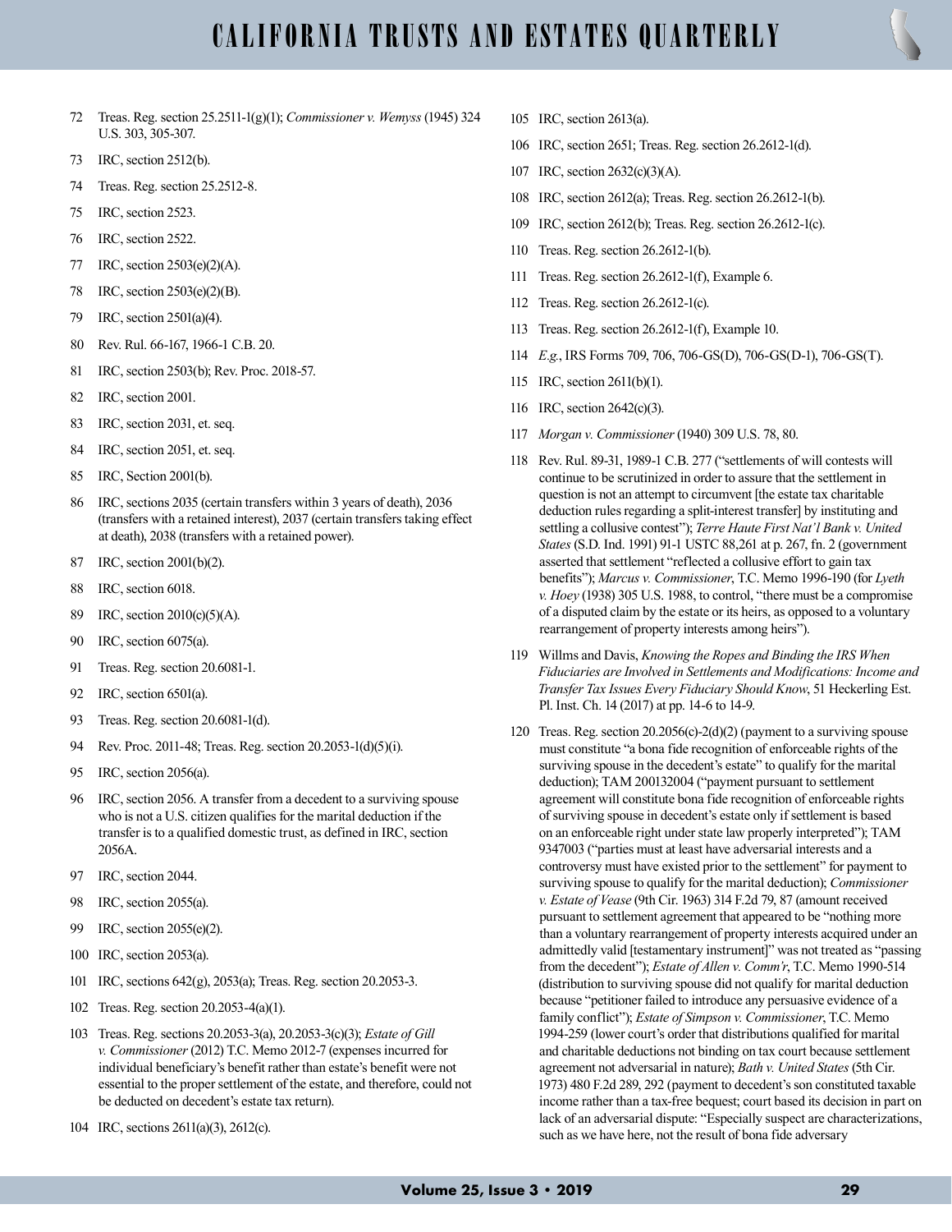72 Treas. Reg. section 25.2511-1(g)(1); *Commissioner v. Wemyss* (1945) 324 U.S. 303, 305-307.

73 IRC, section 2512(b).

74 Treas. Reg. section 25.2512-8.

75 IRC, section 2523.

76 IRC, section 2522.

77 IRC, section 2503(e)(2)(A).

78 IRC, section 2503(e)(2)(B).

79 IRC, section 2501(a)(4).

80 Rev. Rul. 66-167, 1966-1 C.B. 20.

81 IRC, section 2503(b); Rev. Proc. 2018-57.

82 IRC, section 2001.

83 IRC, section 2031, et. seq.

84 IRC, section 2051, et. seq.

85 IRC, Section 2001(b).

86 IRC, sections 2035 (certain transfers within 3 years of death), 2036 (transfers with a retained interest), 2037 (certain transfers taking effect at death), 2038 (transfers with a retained power).

87 IRC, section 2001(b)(2).

88 IRC, section 6018.

89 IRC, section 2010(c)(5)(A).

90 IRC, section 6075(a).

91 Treas. Reg. section 20.6081-1.

92 IRC, section 6501(a).

93 Treas. Reg. section 20.6081-1(d).

94 Rev. Proc. 2011-48; Treas. Reg. section 20.2053-1(d)(5)(i).

95 IRC, section 2056(a).

96 IRC, section 2056. A transfer from a decedent to a surviving spouse who is not a U.S. citizen qualifies for the marital deduction if the transfer is to a qualified domestic trust, as defined in IRC, section 2056A.

97 IRC, section 2044.

98 IRC, section 2055(a).

99 IRC, section 2055(e)(2).

100 IRC, section 2053(a).

101 IRC, sections 642(g), 2053(a); Treas. Reg. section 20.2053-3.

102 Treas. Reg. section 20.2053-4(a)(1).

103 Treas. Reg. sections 20.2053-3(a), 20.2053-3(c)(3); *Estate of Gill v. Commissioner* (2012) T.C. Memo 2012-7 (expenses incurred for individual beneficiary's benefit rather than estate's benefit were not essential to the proper settlement of the estate, and therefore, could not be deducted on decedent's estate tax return).

104 IRC, sections 2611(a)(3), 2612(c).

105 IRC, section 2613(a).

106 IRC, section 2651; Treas. Reg. section 26.2612-1(d).

107 IRC, section 2632(c)(3)(A).

108 IRC, section 2612(a); Treas. Reg. section 26.2612-1(b).

109 IRC, section 2612(b); Treas. Reg. section 26.2612-1(c).

110 Treas. Reg. section 26.2612-1(b).

111 Treas. Reg. section 26.2612-1(f), Example 6.

112 Treas. Reg. section 26.2612-1(c).

113 Treas. Reg. section 26.2612-1(f), Example 10.

114 *E.g.*, IRS Forms 709, 706, 706-GS(D), 706-GS(D-1), 706-GS(T).

115 IRC, section 2611(b)(1).

116 IRC, section 2642(c)(3).

117 *Morgan v. Commissioner* (1940) 309 U.S. 78, 80.

118 Rev. Rul. 89-31, 1989-1 C.B. 277 ("settlements of will contests will continue to be scrutinized in order to assure that the settlement in question is not an attempt to circumvent [the estate tax charitable deduction rules regarding a split-interest transfer] by instituting and settling a collusive contest"); *Terre Haute First Nat'l Bank v. United States* (S.D. Ind. 1991) 91-1 USTC 88,261 at p. 267, fn. 2 (government asserted that settlement "reflected a collusive effort to gain tax benefits"); *Marcus v. Commissioner*, T.C. Memo 1996-190 (for *Lyeth v. Hoey* (1938) 305 U.S. 1988, to control, "there must be a compromise of a disputed claim by the estate or its heirs, as opposed to a voluntary rearrangement of property interests among heirs").

119 Willms and Davis, *Knowing the Ropes and Binding the IRS When Fiduciaries are Involved in Settlements and Modifications: Income and Transfer Tax Issues Every Fiduciary Should Know*, 51 Heckerling Est. Pl. Inst. Ch. 14 (2017) at pp. 14-6 to 14-9.

120 Treas. Reg. section 20.2056(c)-2(d)(2) (payment to a surviving spouse must constitute "a bona fide recognition of enforceable rights of the surviving spouse in the decedent's estate" to qualify for the marital deduction); TAM 200132004 ("payment pursuant to settlement agreement will constitute bona fide recognition of enforceable rights of surviving spouse in decedent's estate only if settlement is based on an enforceable right under state law properly interpreted"); TAM 9347003 ("parties must at least have adversarial interests and a controversy must have existed prior to the settlement" for payment to surviving spouse to qualify for the marital deduction); *Commissioner v. Estate of Vease* (9th Cir. 1963) 314 F.2d 79, 87 (amount received pursuant to settlement agreement that appeared to be "nothing more than a voluntary rearrangement of property interests acquired under an admittedly valid [testamentary instrument]" was not treated as "passing from the decedent"); *Estate of Allen v. Comm'r*, T.C. Memo 1990-514 (distribution to surviving spouse did not qualify for marital deduction because "petitioner failed to introduce any persuasive evidence of a family conflict"); *Estate of Simpson v. Commissioner*, T.C. Memo 1994-259 (lower court's order that distributions qualified for marital and charitable deductions not binding on tax court because settlement agreement not adversarial in nature); *Bath v. United States* (5th Cir. 1973) 480 F.2d 289, 292 (payment to decedent's son constituted taxable income rather than a tax-free bequest; court based its decision in part on lack of an adversarial dispute: "Especially suspect are characterizations, such as we have here, not the result of bona fide adversary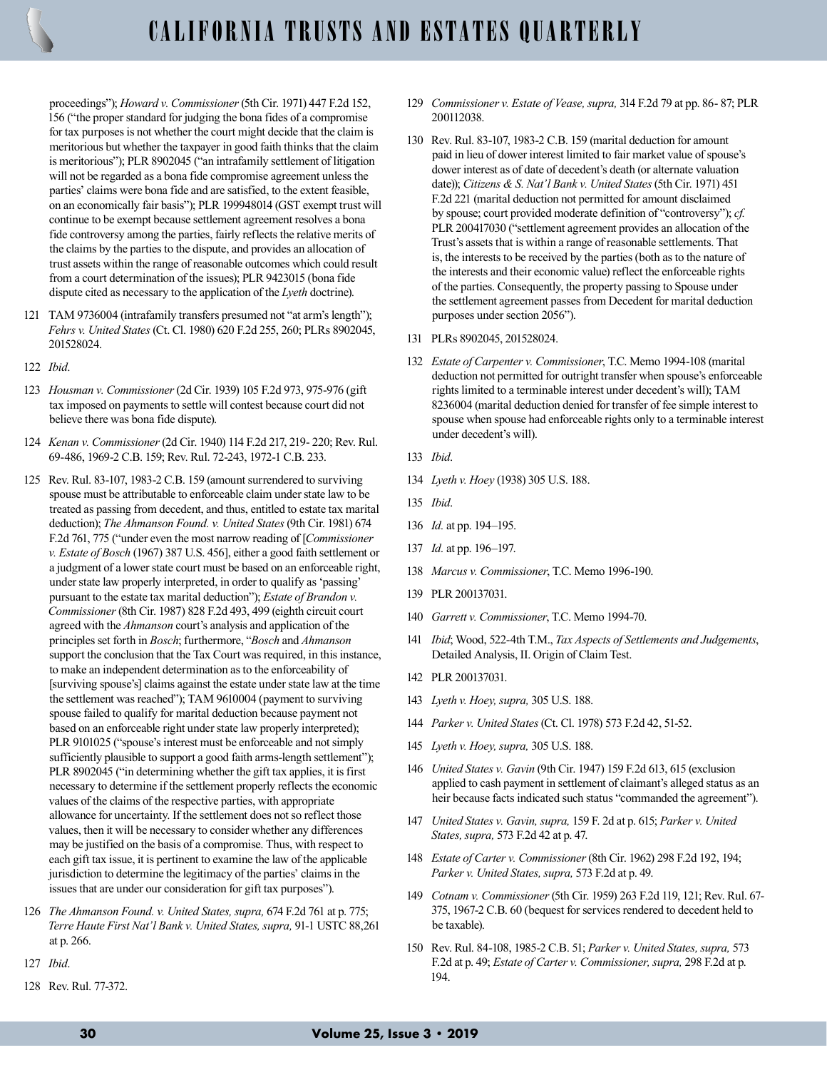proceedings"); *Howard v. Commissioner* (5th Cir. 1971) 447 F.2d 152, 156 ("the proper standard for judging the bona fides of a compromise for tax purposes is not whether the court might decide that the claim is meritorious but whether the taxpayer in good faith thinks that the claim is meritorious"); PLR 8902045 ("an intrafamily settlement of litigation will not be regarded as a bona fide compromise agreement unless the parties' claims were bona fide and are satisfied, to the extent feasible, on an economically fair basis"); PLR 199948014 (GST exempt trust will continue to be exempt because settlement agreement resolves a bona fide controversy among the parties, fairly reflects the relative merits of the claims by the parties to the dispute, and provides an allocation of trust assets within the range of reasonable outcomes which could result from a court determination of the issues); PLR 9423015 (bona fide dispute cited as necessary to the application of the *Lyeth* doctrine).

121 TAM 9736004 (intrafamily transfers presumed not "at arm's length"); *Fehrs v. United States* (Ct. Cl. 1980) 620 F.2d 255, 260; PLRs 8902045, 201528024.

122 *Ibid*.

123 *Housman v. Commissioner* (2d Cir. 1939) 105 F.2d 973, 975-976 (gift tax imposed on payments to settle will contest because court did not believe there was bona fide dispute).

124 *Kenan v. Commissioner* (2d Cir. 1940) 114 F.2d 217, 219- 220; Rev. Rul. 69-486, 1969-2 C.B. 159; Rev. Rul. 72-243, 1972-1 C.B. 233.

125 Rev. Rul. 83-107, 1983-2 C.B. 159 (amount surrendered to surviving spouse must be attributable to enforceable claim under state law to be treated as passing from decedent, and thus, entitled to estate tax marital deduction); *The Ahmanson Found. v. United States* (9th Cir. 1981) 674 F.2d 761, 775 ("under even the most narrow reading of [*Commissioner v. Estate of Bosch* (1967) 387 U.S. 456], either a good faith settlement or a judgment of a lower state court must be based on an enforceable right, under state law properly interpreted, in order to qualify as 'passing' pursuant to the estate tax marital deduction"); *Estate of Brandon v. Commissioner* (8th Cir. 1987) 828 F.2d 493, 499 (eighth circuit court agreed with the *Ahmanson* court's analysis and application of the principles set forth in *Bosch*; furthermore, "*Bosch* and *Ahmanson* support the conclusion that the Tax Court was required, in this instance, to make an independent determination as to the enforceability of [surviving spouse's] claims against the estate under state law at the time the settlement was reached"); TAM 9610004 (payment to surviving spouse failed to qualify for marital deduction because payment not based on an enforceable right under state law properly interpreted); PLR 9101025 ("spouse's interest must be enforceable and not simply sufficiently plausible to support a good faith arms-length settlement"); PLR 8902045 ("in determining whether the gift tax applies, it is first necessary to determine if the settlement properly reflects the economic values of the claims of the respective parties, with appropriate allowance for uncertainty. If the settlement does not so reflect those values, then it will be necessary to consider whether any differences may be justified on the basis of a compromise. Thus, with respect to each gift tax issue, it is pertinent to examine the law of the applicable jurisdiction to determine the legitimacy of the parties' claims in the issues that are under our consideration for gift tax purposes").

126 *The Ahmanson Found. v. United States, supra,* 674 F.2d 761 at p. 775; *Terre Haute First Nat'l Bank v. United States, supra,* 91-1 USTC 88,261 at p. 266.

127 *Ibid*.

128 Rev. Rul. 77-372.

129 *Commissioner v. Estate of Vease, supra,* 314 F.2d 79 at pp. 86- 87; PLR 200112038.

130 Rev. Rul. 83-107, 1983-2 C.B. 159 (marital deduction for amount paid in lieu of dower interest limited to fair market value of spouse's dower interest as of date of decedent's death (or alternate valuation date)); *Citizens & S. Nat'l Bank v. United States* (5th Cir. 1971) 451 F.2d 221 (marital deduction not permitted for amount disclaimed by spouse; court provided moderate definition of "controversy"); *cf.* PLR 200417030 ("settlement agreement provides an allocation of the Trust's assets that is within a range of reasonable settlements. That is, the interests to be received by the parties (both as to the nature of the interests and their economic value) reflect the enforceable rights of the parties. Consequently, the property passing to Spouse under the settlement agreement passes from Decedent for marital deduction purposes under section 2056").

131 PLRs 8902045, 201528024.

132 *Estate of Carpenter v. Commissioner*, T.C. Memo 1994-108 (marital deduction not permitted for outright transfer when spouse's enforceable rights limited to a terminable interest under decedent's will); TAM 8236004 (marital deduction denied for transfer of fee simple interest to spouse when spouse had enforceable rights only to a terminable interest under decedent's will).

133 *Ibid*.

134 *Lyeth v. Hoey* (1938) 305 U.S. 188.

135 *Ibid*.

136 *Id.* at pp. 194–195.

137 *Id.* at pp. 196–197.

138 *Marcus v. Commissioner*, T.C. Memo 1996-190.

139 PLR 200137031.

140 *Garrett v. Commissioner*, T.C. Memo 1994-70.

141 *Ibid*; Wood, 522-4th T.M., *Tax Aspects of Settlements and Judgements*, Detailed Analysis, II. Origin of Claim Test.

142 PLR 200137031.

143 *Lyeth v. Hoey, supra,* 305 U.S. 188.

144 *Parker v. United States* (Ct. Cl. 1978) 573 F.2d 42, 51-52.

145 *Lyeth v. Hoey, supra,* 305 U.S. 188.

146 *United States v. Gavin* (9th Cir. 1947) 159 F.2d 613, 615 (exclusion applied to cash payment in settlement of claimant's alleged status as an heir because facts indicated such status "commanded the agreement").

147 *United States v. Gavin, supra,* 159 F. 2d at p. 615; *Parker v. United States, supra,* 573 F.2d 42 at p. 47.

148 *Estate of Carter v. Commissioner* (8th Cir. 1962) 298 F.2d 192, 194; *Parker v. United States, supra,* 573 F.2d at p. 49.

149 *Cotnam v. Commissioner* (5th Cir. 1959) 263 F.2d 119, 121; Rev. Rul. 67-375, 1967-2 C.B. 60 (bequest for services rendered to decedent held to be taxable).

150 Rev. Rul. 84-108, 1985-2 C.B. 51; *Parker v. United States, supra,* 573 F.2d at p. 49; *Estate of Carter v. Commissioner, supra,* 298 F.2d at p. 194.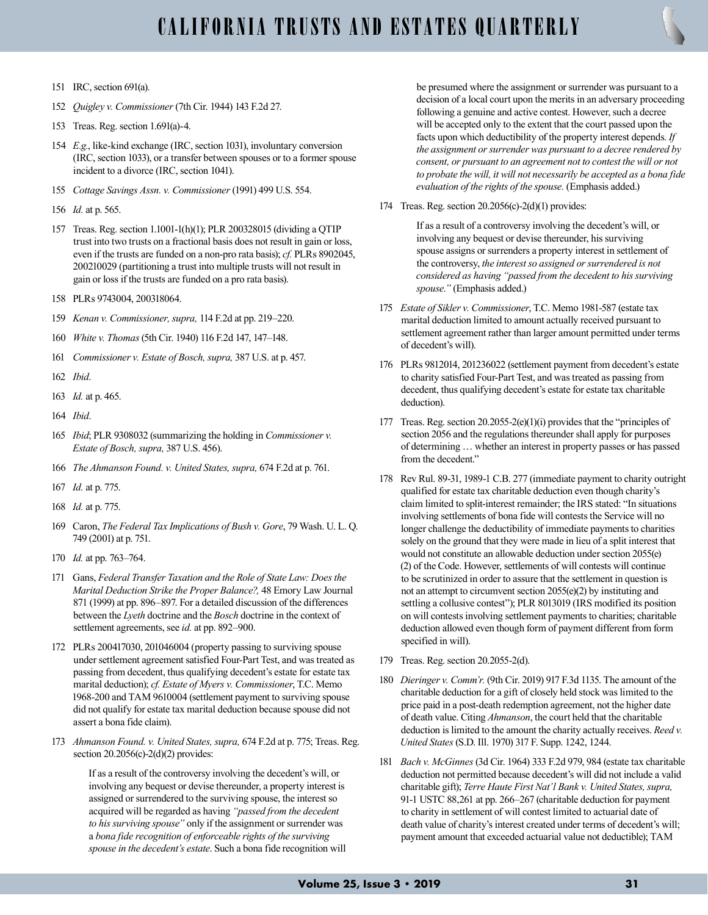151 IRC, section 691(a).

152 *Quigley v. Commissioner* (7th Cir. 1944) 143 F.2d 27.

153 Treas. Reg. section 1.691(a)-4.

154 *E.g.*, like-kind exchange (IRC, section 1031), involuntary conversion (IRC, section 1033), or a transfer between spouses or to a former spouse incident to a divorce (IRC, section 1041).

155 *Cottage Savings Assn. v. Commissioner* (1991) 499 U.S. 554.

156 *Id.* at p. 565.

157 Treas. Reg. section 1.1001-1(h)(1); PLR 200328015 (dividing a QTIP trust into two trusts on a fractional basis does not result in gain or loss, even if the trusts are funded on a non-pro rata basis); *cf.* PLRs 8902045, 200210029 (partitioning a trust into multiple trusts will not result in gain or loss if the trusts are funded on a pro rata basis).

158 PLRs 9743004, 200318064.

159 *Kenan v. Commissioner, supra,* 114 F.2d at pp. 219–220.

160 *White v. Thomas* (5th Cir. 1940) 116 F.2d 147, 147–148.

161 *Commissioner v. Estate of Bosch, supra,* 387 U.S. at p. 457.

162 *Ibid*.

163 *Id.* at p. 465.

164 *Ibid*.

165 *Ibid*; PLR 9308032 (summarizing the holding in *Commissioner v. Estate of Bosch, supra,* 387 U.S. 456).

166 *The Ahmanson Found. v. United States, supra,* 674 F.2d at p. 761.

167 *Id.* at p. 775.

168 *Id.* at p. 775.

169 Caron, *The Federal Tax Implications of Bush v. Gore*, 79 Wash. U. L. Q. 749 (2001) at p. 751.

170 *Id.* at pp. 763–764.

171 Gans, *Federal Transfer Taxation and the Role of State Law: Does the Marital Deduction Strike the Proper Balance?,* 48 Emory Law Journal 871 (1999) at pp. 896–897. For a detailed discussion of the differences between the *Lyeth* doctrine and the *Bosch* doctrine in the context of settlement agreements, see *id.* at pp. 892–900.

172 PLRs 200417030, 201046004 (property passing to surviving spouse under settlement agreement satisfied Four-Part Test, and was treated as passing from decedent, thus qualifying decedent's estate for estate tax marital deduction); *cf. Estate of Myers v. Commissioner*, T.C. Memo 1968-200 and TAM 9610004 (settlement payment to surviving spouse did not qualify for estate tax marital deduction because spouse did not assert a bona fide claim).

173 *Ahmanson Found. v. United States, supra,* 674 F.2d at p. 775; Treas. Reg. section 20.2056(c)-2(d)(2) provides:

> If as a result of the controversy involving the decedent's will, or involving any bequest or devise thereunder, a property interest is assigned or surrendered to the surviving spouse, the interest so acquired will be regarded as having *"passed from the decedent to his surviving spouse"* only if the assignment or surrender was a *bona fide recognition of enforceable rights of the surviving spouse in the decedent's estate*. Such a bona fide recognition will be presumed where the assignment or surrender was pursuant to a decision of a local court upon the merits in an adversary proceeding following a genuine and active contest. However, such a decree will be accepted only to the extent that the court passed upon the facts upon which deductibility of the property interest depends. *If the assignment or surrender was pursuant to a decree rendered by consent, or pursuant to an agreement not to contest the will or not to probate the will, it will not necessarily be accepted as a bona fide evaluation of the rights of the spouse.* (Emphasis added.)

174 Treas. Reg. section 20.2056(c)-2(d)(1) provides:

> If as a result of a controversy involving the decedent's will, or involving any bequest or devise thereunder, his surviving spouse assigns or surrenders a property interest in settlement of the controversy, *the interest so assigned or surrendered is not considered as having "passed from the decedent to his surviving spouse."* (Emphasis added.)

175 *Estate of Sikler v. Commissioner*, T.C. Memo 1981-587 (estate tax marital deduction limited to amount actually received pursuant to settlement agreement rather than larger amount permitted under terms of decedent's will).

176 PLRs 9812014, 201236022 (settlement payment from decedent's estate to charity satisfied Four-Part Test, and was treated as passing from decedent, thus qualifying decedent's estate for estate tax charitable deduction).

177 Treas. Reg. section 20.2055-2(e)(1)(i) provides that the "principles of section 2056 and the regulations thereunder shall apply for purposes of determining … whether an interest in property passes or has passed from the decedent."

178 Rev Rul. 89-31, 1989-1 C.B. 277 (immediate payment to charity outright qualified for estate tax charitable deduction even though charity's claim limited to split-interest remainder; the IRS stated: "In situations involving settlements of bona fide will contests the Service will no longer challenge the deductibility of immediate payments to charities solely on the ground that they were made in lieu of a split interest that would not constitute an allowable deduction under section 2055(e)(2) of the Code. However, settlements of will contests will continue to be scrutinized in order to assure that the settlement in question is not an attempt to circumvent section 2055(e)(2) by instituting and settling a collusive contest"); PLR 8013019 (IRS modified its position on will contests involving settlement payments to charities; charitable deduction allowed even though form of payment different from form specified in will).

179 Treas. Reg. section 20.2055-2(d).

180 *Dieringer v. Comm'r.* (9th Cir. 2019) 917 F.3d 1135. The amount of the charitable deduction for a gift of closely held stock was limited to the price paid in a post-death redemption agreement, not the higher date of death value. Citing *Ahmanson*, the court held that the charitable deduction is limited to the amount the charity actually receives. *Reed v. United States* (S.D. Ill. 1970) 317 F. Supp. 1242, 1244.

181 *Bach v. McGinnes* (3d Cir. 1964) 333 F.2d 979, 984 (estate tax charitable deduction not permitted because decedent's will did not include a valid charitable gift); *Terre Haute First Nat'l Bank v. United States, supra,* 91-1 USTC 88,261 at pp. 266–267 (charitable deduction for payment to charity in settlement of will contest limited to actuarial date of death value of charity's interest created under terms of decedent's will; payment amount that exceeded actuarial value not deductible); TAM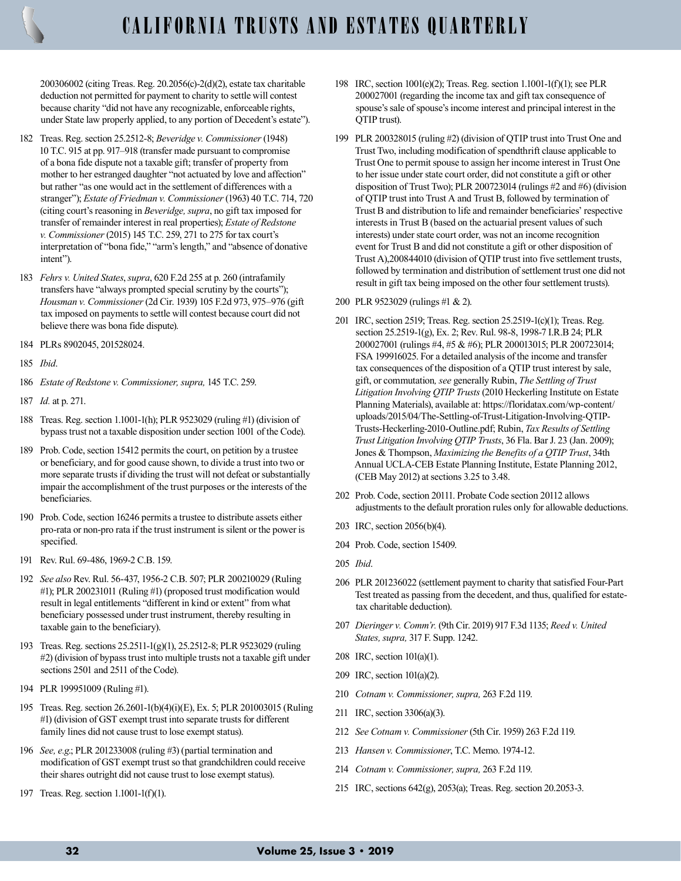200306002 (citing Treas. Reg. 20.2056(c)-2(d)(2), estate tax charitable deduction not permitted for payment to charity to settle will contest because charity "did not have any recognizable, enforceable rights, under State law properly applied, to any portion of Decedent's estate").

182 Treas. Reg. section 25.2512-8; *Beveridge v. Commissioner* (1948) 10 T.C. 915 at pp. 917–918 (transfer made pursuant to compromise of a bona fide dispute not a taxable gift; transfer of property from mother to her estranged daughter "not actuated by love and affection" but rather "as one would act in the settlement of differences with a stranger"); *Estate of Friedman v. Commissioner* (1963) 40 T.C. 714, 720 (citing court's reasoning in *Beveridge, supra*, no gift tax imposed for transfer of remainder interest in real properties); *Estate of Redstone v. Commissioner* (2015) 145 T.C. 259, 271 to 275 for tax court's interpretation of "bona fide," "arm's length," and "absence of donative intent").

183 *Fehrs v. United States*, *supra*, 620 F.2d 255 at p. 260 (intrafamily transfers have "always prompted special scrutiny by the courts"); *Housman v. Commissioner* (2d Cir. 1939) 105 F.2d 973, 975–976 (gift tax imposed on payments to settle will contest because court did not believe there was bona fide dispute).

184 PLRs 8902045, 201528024.

185 *Ibid*.

186 *Estate of Redstone v. Commissioner, supra,* 145 T.C. 259.

187 *Id.* at p. 271.

188 Treas. Reg. section 1.1001-1(h); PLR 9523029 (ruling #1) (division of bypass trust not a taxable disposition under section 1001 of the Code).

189 Prob. Code, section 15412 permits the court, on petition by a trustee or beneficiary, and for good cause shown, to divide a trust into two or more separate trusts if dividing the trust will not defeat or substantially impair the accomplishment of the trust purposes or the interests of the beneficiaries.

190 Prob. Code, section 16246 permits a trustee to distribute assets either pro-rata or non-pro rata if the trust instrument is silent or the power is specified.

191 Rev. Rul. 69-486, 1969-2 C.B. 159.

192 *See also* Rev. Rul. 56-437, 1956-2 C.B. 507; PLR 200210029 (Ruling #1); PLR 200231011 (Ruling #1) (proposed trust modification would result in legal entitlements "different in kind or extent" from what beneficiary possessed under trust instrument, thereby resulting in taxable gain to the beneficiary).

193 Treas. Reg. sections 25.2511-1(g)(1), 25.2512-8; PLR 9523029 (ruling #2) (division of bypass trust into multiple trusts not a taxable gift under sections 2501 and 2511 of the Code).

194 PLR 199951009 (Ruling #1).

195 Treas. Reg. section 26.2601-1(b)(4)(i)(E), Ex. 5; PLR 201003015 (Ruling #1) (division of GST exempt trust into separate trusts for different family lines did not cause trust to lose exempt status).

196 *See, e.g.*; PLR 201233008 (ruling #3) (partial termination and modification of GST exempt trust so that grandchildren could receive their shares outright did not cause trust to lose exempt status).

197 Treas. Reg. section 1.1001-1(f)(1).

198 IRC, section 1001(e)(2); Treas. Reg. section 1.1001-1(f)(1); see PLR 200027001 (regarding the income tax and gift tax consequence of spouse's sale of spouse's income interest and principal interest in the QTIP trust).

199 PLR 200328015 (ruling #2) (division of QTIP trust into Trust One and Trust Two, including modification of spendthrift clause applicable to Trust One to permit spouse to assign her income interest in Trust One to her issue under state court order, did not constitute a gift or other disposition of Trust Two); PLR 200723014 (rulings #2 and #6) (division of QTIP trust into Trust A and Trust B, followed by termination of Trust B and distribution to life and remainder beneficiaries' respective interests in Trust B (based on the actuarial present values of such interests) under state court order, was not an income recognition event for Trust B and did not constitute a gift or other disposition of Trust A),200844010 (division of QTIP trust into five settlement trusts, followed by termination and distribution of settlement trust one did not result in gift tax being imposed on the other four settlement trusts).

200 PLR 9523029 (rulings #1 & 2).

201 IRC, section 2519; Treas. Reg. section 25.2519-1(c)(1); Treas. Reg. section 25.2519-1(g), Ex. 2; Rev. Rul. 98-8, 1998-7 I.R.B 24; PLR 200027001 (rulings #4, #5 & #6); PLR 200013015; PLR 200723014; FSA 199916025. For a detailed analysis of the income and transfer tax consequences of the disposition of a QTIP trust interest by sale, gift, or commutation*, see* generally Rubin, *The Settling of Trust Litigation Involving QTIP Trusts* (2010 Heckerling Institute on Estate Planning Materials), available at: https://floridatax.com/wp-content/uploads/2015/04/The-Settling-of-Trust-Litigation-Involving-QTIP-Trusts-Heckerling-2010-Outline.pdf; Rubin, *Tax Results of Settling Trust Litigation Involving QTIP Trusts*, 36 Fla. Bar J. 23 (Jan. 2009); Jones & Thompson, *Maximizing the Benefits of a QTIP Trust*, 34th Annual UCLA-CEB Estate Planning Institute, Estate Planning 2012, (CEB May 2012) at sections 3.25 to 3.48.

202 Prob. Code, section 20111. Probate Code section 20112 allows adjustments to the default proration rules only for allowable deductions.

203 IRC, section 2056(b)(4).

204 Prob. Code, section 15409.

205 *Ibid*.

206 PLR 201236022 (settlement payment to charity that satisfied Four-Part Test treated as passing from the decedent, and thus, qualified for estate-tax charitable deduction).

207 *Dieringer v. Comm'r.* (9th Cir. 2019) 917 F.3d 1135; *Reed v. United States, supra,* 317 F. Supp. 1242.

208 IRC, section 101(a)(1).

209 IRC, section 101(a)(2).

210 *Cotnam v. Commissioner, supra,* 263 F.2d 119.

211 IRC, section 3306(a)(3).

212 *See Cotnam v. Commissioner* (5th Cir. 1959) 263 F.2d 119.

213 *Hansen v. Commissioner*, T.C. Memo. 1974-12.

214 *Cotnam v. Commissioner, supra,* 263 F.2d 119.

215 IRC, sections 642(g), 2053(a); Treas. Reg. section 20.2053-3.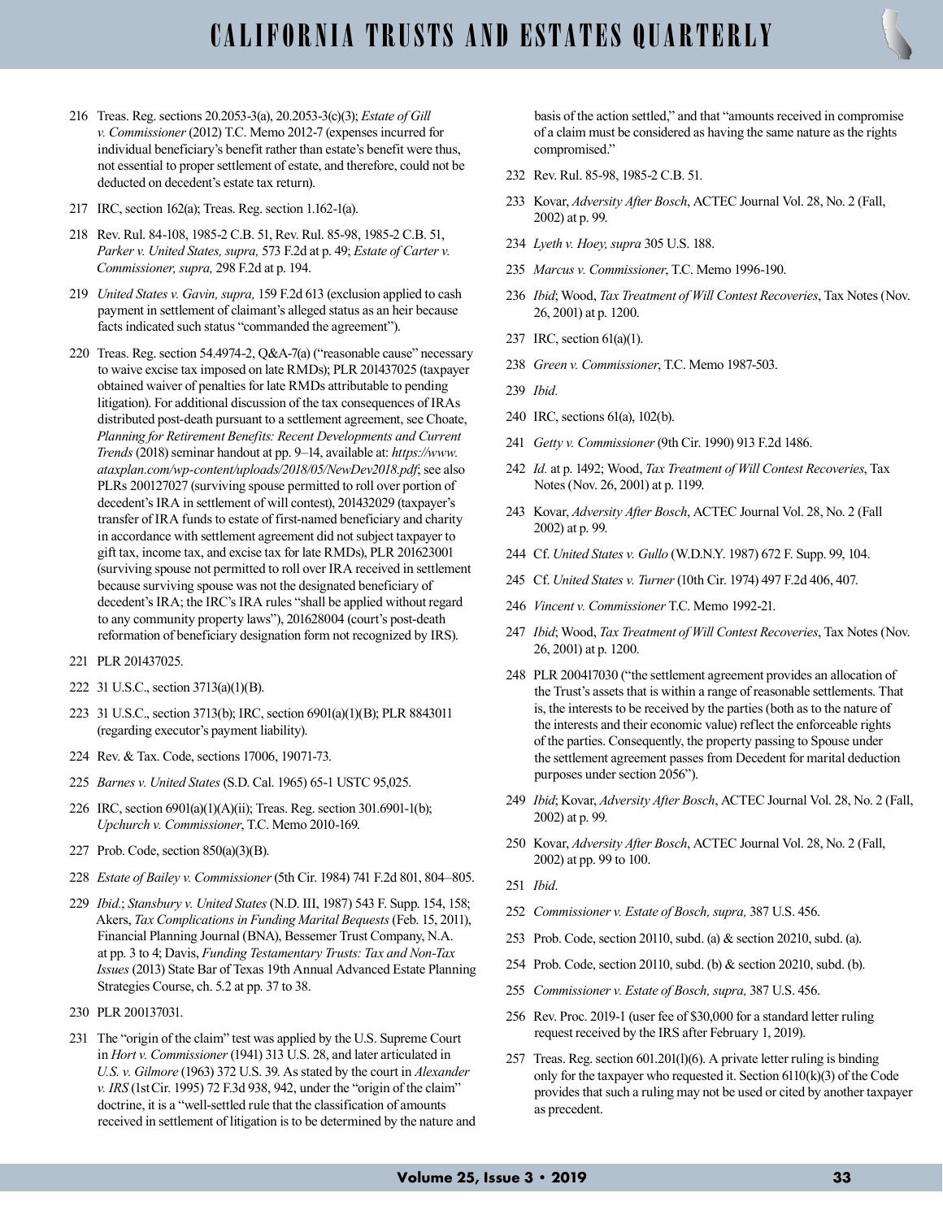216 Treas. Reg. sections 20.2053-3(a), 20.2053-3(c)(3); *Estate of Gill v. Commissioner* (2012) T.C. Memo 2012-7 (expenses incurred for individual beneficiary's benefit rather than estate's benefit were thus, not essential to proper settlement of estate, and therefore, could not be deducted on decedent's estate tax return).

217 IRC, section 162(a); Treas. Reg. section 1.162-1(a).

218 Rev. Rul. 84-108, 1985-2 C.B. 51, Rev. Rul. 85-98, 1985-2 C.B. 51, *Parker v. United States, supra,* 573 F.2d at p. 49; *Estate of Carter v. Commissioner, supra,* 298 F.2d at p. 194.

219 *United States v. Gavin, supra,* 159 F.2d 613 (exclusion applied to cash payment in settlement of claimant's alleged status as an heir because facts indicated such status "commanded the agreement").

220 Treas. Reg. section 54.4974-2, Q&A-7(a) ("reasonable cause" necessary to waive excise tax imposed on late RMDs); PLR 201437025 (taxpayer obtained waiver of penalties for late RMDs attributable to pending litigation). For additional discussion of the tax consequences of IRAs distributed post-death pursuant to a settlement agreement, see Choate, *Planning for Retirement Benefits: Recent Developments and Current Trends* (2018) seminar handout at pp. 9–14, available at: *https://www.ataxplan.com/wp-content/uploads/2018/05/NewDev2018.pdf*; see also PLRs 200127027 (surviving spouse permitted to roll over portion of decedent's IRA in settlement of will contest), 201432029 (taxpayer's transfer of IRA funds to estate of first-named beneficiary and charity in accordance with settlement agreement did not subject taxpayer to gift tax, income tax, and excise tax for late RMDs), PLR 201623001 (surviving spouse not permitted to roll over IRA received in settlement because surviving spouse was not the designated beneficiary of decedent's IRA; the IRC's IRA rules "shall be applied without regard to any community property laws"), 201628004 (court's post-death reformation of beneficiary designation form not recognized by IRS).

221 PLR 201437025.

222 31 U.S.C., section 3713(a)(1)(B).

223 31 U.S.C., section 3713(b); IRC, section 6901(a)(1)(B); PLR 8843011 (regarding executor's payment liability).

224 Rev. & Tax. Code, sections 17006, 19071-73.

225 *Barnes v. United States* (S.D. Cal. 1965) 65-1 USTC 95,025.

226 IRC, section 6901(a)(1)(A)(ii); Treas. Reg. section 301.6901-1(b); *Upchurch v. Commissioner*, T.C. Memo 2010-169.

227 Prob. Code, section 850(a)(3)(B).

228 *Estate of Bailey v. Commissioner* (5th Cir. 1984) 741 F.2d 801, 804–805.

229 *Ibid.*; *Stansbury v. United States* (N.D. III, 1987) 543 F. Supp. 154, 158; Akers, *Tax Complications in Funding Marital Bequests* (Feb. 15, 2011), Financial Planning Journal (BNA), Bessemer Trust Company, N.A. at pp. 3 to 4; Davis, *Funding Testamentary Trusts: Tax and Non-Tax Issues* (2013) State Bar of Texas 19th Annual Advanced Estate Planning Strategies Course, ch. 5.2 at pp. 37 to 38.

230 PLR 200137031.

231 The "origin of the claim" test was applied by the U.S. Supreme Court in *Hort v. Commissioner* (1941) 313 U.S. 28, and later articulated in *U.S. v. Gilmore* (1963) 372 U.S. 39. As stated by the court in *Alexander v. IRS* (1st Cir. 1995) 72 F.3d 938, 942, under the "origin of the claim" doctrine, it is a "well-settled rule that the classification of amounts received in settlement of litigation is to be determined by the nature and basis of the action settled," and that "amounts received in compromise of a claim must be considered as having the same nature as the rights compromised."

232 Rev. Rul. 85-98, 1985-2 C.B. 51.

233 Kovar, *Adversity After Bosch*, ACTEC Journal Vol. 28, No. 2 (Fall, 2002) at p. 99.

234 *Lyeth v. Hoey, supra* 305 U.S. 188.

235 *Marcus v. Commissioner*, T.C. Memo 1996-190.

236 *Ibid*; Wood, *Tax Treatment of Will Contest Recoveries*, Tax Notes (Nov. 26, 2001) at p. 1200.

237 IRC, section 61(a)(1).

238 *Green v. Commissioner*, T.C. Memo 1987-503.

239 *Ibid.*

240 IRC, sections 61(a), 102(b).

241 *Getty v. Commissioner* (9th Cir. 1990) 913 F.2d 1486.

242 *Id.* at p. 1492; Wood, *Tax Treatment of Will Contest Recoveries*, Tax Notes (Nov. 26, 2001) at p. 1199.

243 Kovar, *Adversity After Bosch*, ACTEC Journal Vol. 28, No. 2 (Fall 2002) at p. 99.

244 Cf. *United States v. Gullo* (W.D.N.Y. 1987) 672 F. Supp. 99, 104.

245 Cf. *United States v. Turner* (10th Cir. 1974) 497 F.2d 406, 407.

246 *Vincent v. Commissioner* T.C. Memo 1992-21.

247 *Ibid*; Wood, *Tax Treatment of Will Contest Recoveries*, Tax Notes (Nov. 26, 2001) at p. 1200.

248 PLR 200417030 ("the settlement agreement provides an allocation of the Trust's assets that is within a range of reasonable settlements. That is, the interests to be received by the parties (both as to the nature of the interests and their economic value) reflect the enforceable rights of the parties. Consequently, the property passing to Spouse under the settlement agreement passes from Decedent for marital deduction purposes under section 2056").

249 *Ibid*; Kovar, *Adversity After Bosch*, ACTEC Journal Vol. 28, No. 2 (Fall, 2002) at p. 99.

250 Kovar, *Adversity After Bosch*, ACTEC Journal Vol. 28, No. 2 (Fall, 2002) at pp. 99 to 100.

251 *Ibid*.

252 *Commissioner v. Estate of Bosch, supra,* 387 U.S. 456.

253 Prob. Code, section 20110, subd. (a) & section 20210, subd. (a).

254 Prob. Code, section 20110, subd. (b) & section 20210, subd. (b).

255 *Commissioner v. Estate of Bosch, supra,* 387 U.S. 456.

256 Rev. Proc. 2019-1 (user fee of $30,000 for a standard letter ruling request received by the IRS after February 1, 2019).

257 Treas. Reg. section 601.201(l)(6). A private letter ruling is binding only for the taxpayer who requested it. Section 6110(k)(3) of the Code provides that such a ruling may not be used or cited by another taxpayer as precedent.